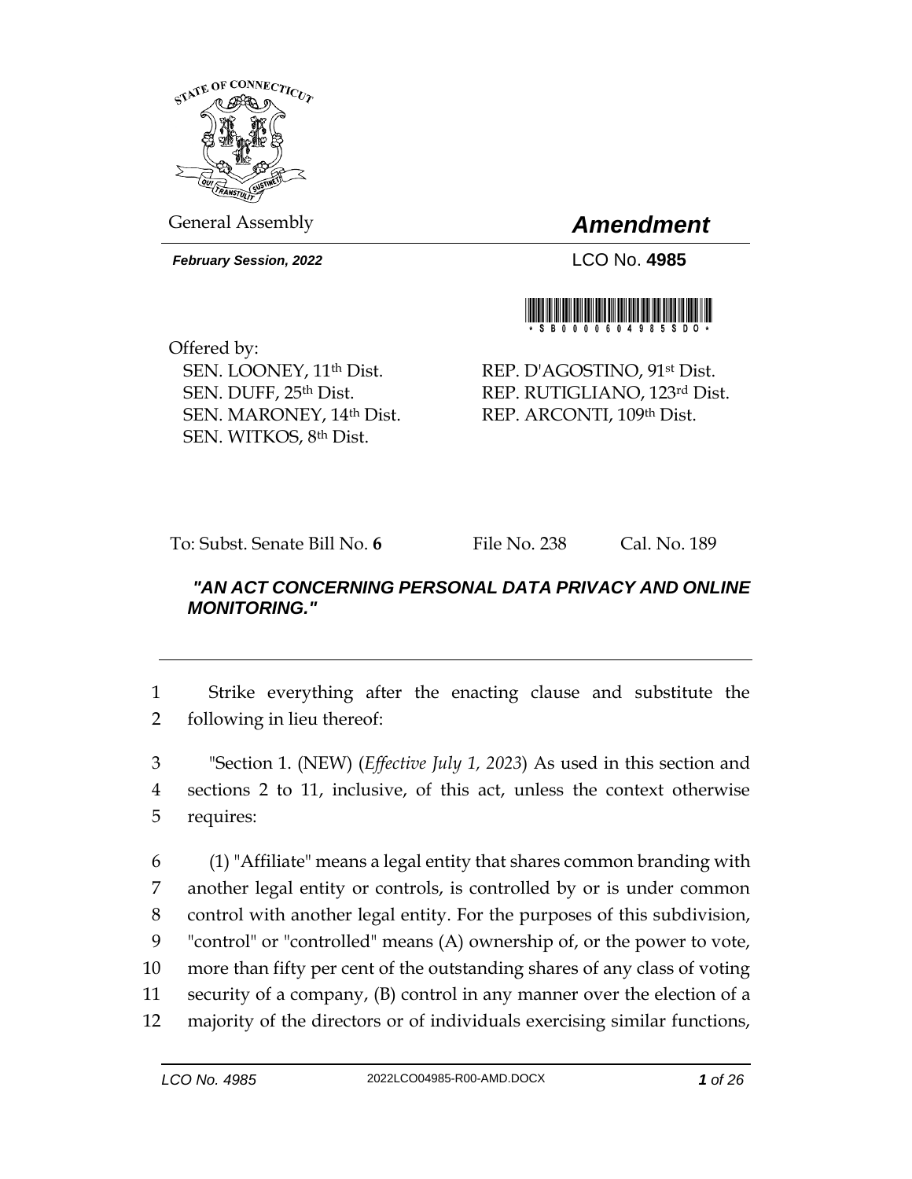General Assembly

# *Amendment*

***February Session, 2022***

LCO No. **4985**

\*SB00000604985SDO\*

Offered by:

SEN. LOONEY, 11th Dist.
SEN. DUFF, 25th Dist.
SEN. MARONEY, 14th Dist.
SEN. WITKOS, 8th Dist.

REP. D'AGOSTINO, 91st Dist.
REP. RUTIGLIANO, 123rd Dist.
REP. ARCONTI, 109th Dist.

To: Subst. Senate Bill No. **6** File No. 238 Cal. No. 189

***"AN ACT CONCERNING PERSONAL DATA PRIVACY AND ONLINE MONITORING."***

1 Strike everything after the enacting clause and substitute the
2 following in lieu thereof:

3 "Section 1. (NEW) (*Effective July 1, 2023*) As used in this section and
4 sections 2 to 11, inclusive, of this act, unless the context otherwise
5 requires:

6 (1) "Affiliate" means a legal entity that shares common branding with
7 another legal entity or controls, is controlled by or is under common
8 control with another legal entity. For the purposes of this subdivision,
9 "control" or "controlled" means (A) ownership of, or the power to vote,
10 more than fifty per cent of the outstanding shares of any class of voting
11 security of a company, (B) control in any manner over the election of a
12 majority of the directors or of individuals exercising similar functions,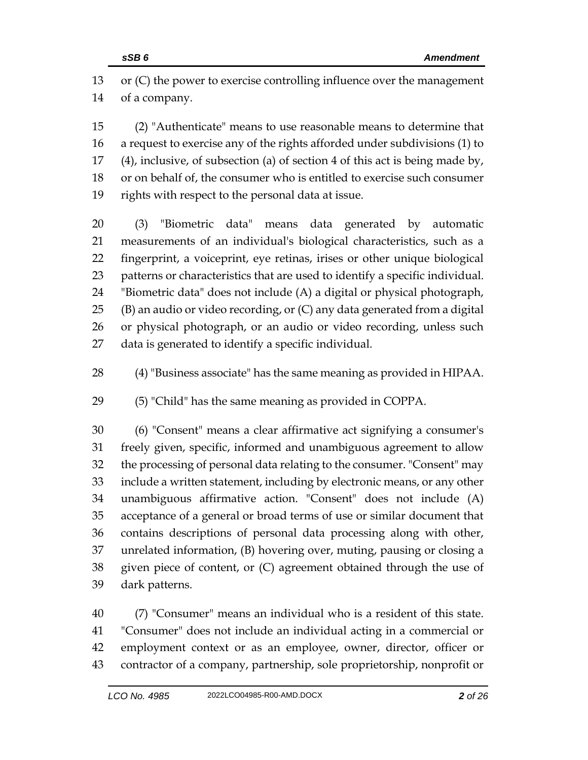or (C) the power to exercise controlling influence over the management of a company.

(2) "Authenticate" means to use reasonable means to determine that a request to exercise any of the rights afforded under subdivisions (1) to (4), inclusive, of subsection (a) of section 4 of this act is being made by, or on behalf of, the consumer who is entitled to exercise such consumer rights with respect to the personal data at issue.

(3) "Biometric data" means data generated by automatic measurements of an individual's biological characteristics, such as a fingerprint, a voiceprint, eye retinas, irises or other unique biological patterns or characteristics that are used to identify a specific individual. "Biometric data" does not include (A) a digital or physical photograph, (B) an audio or video recording, or (C) any data generated from a digital or physical photograph, or an audio or video recording, unless such data is generated to identify a specific individual.

(4) "Business associate" has the same meaning as provided in HIPAA.

(5) "Child" has the same meaning as provided in COPPA.

(6) "Consent" means a clear affirmative act signifying a consumer's freely given, specific, informed and unambiguous agreement to allow the processing of personal data relating to the consumer. "Consent" may include a written statement, including by electronic means, or any other unambiguous affirmative action. "Consent" does not include (A) acceptance of a general or broad terms of use or similar document that contains descriptions of personal data processing along with other, unrelated information, (B) hovering over, muting, pausing or closing a given piece of content, or (C) agreement obtained through the use of dark patterns.

(7) "Consumer" means an individual who is a resident of this state. "Consumer" does not include an individual acting in a commercial or employment context or as an employee, owner, director, officer or contractor of a company, partnership, sole proprietorship, nonprofit or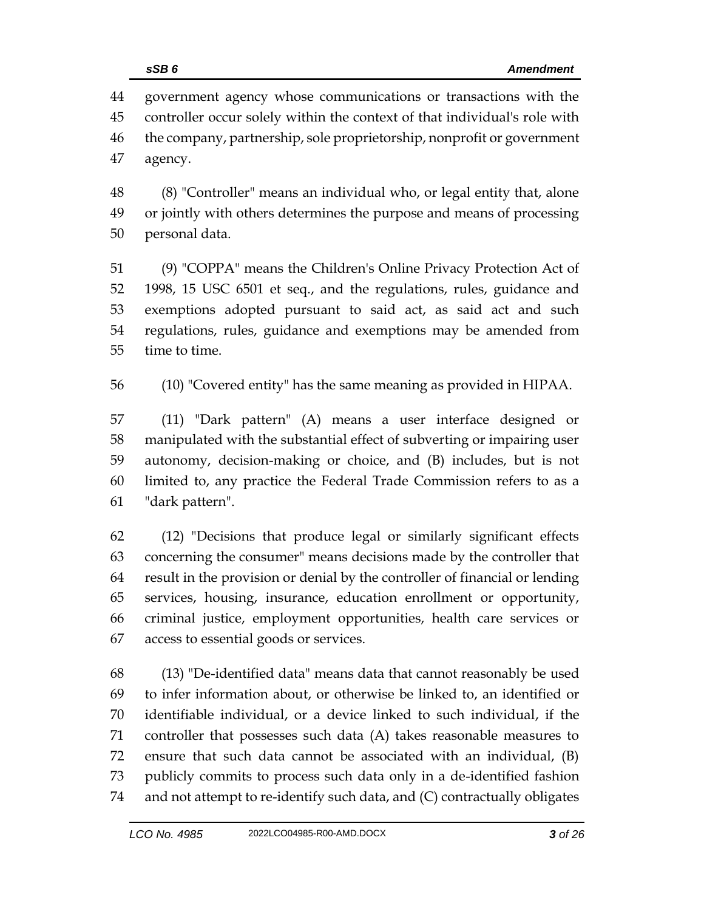government agency whose communications or transactions with the controller occur solely within the context of that individual's role with the company, partnership, sole proprietorship, nonprofit or government agency.

(8) "Controller" means an individual who, or legal entity that, alone or jointly with others determines the purpose and means of processing personal data.

(9) "COPPA" means the Children's Online Privacy Protection Act of 1998, 15 USC 6501 et seq., and the regulations, rules, guidance and exemptions adopted pursuant to said act, as said act and such regulations, rules, guidance and exemptions may be amended from time to time.

(10) "Covered entity" has the same meaning as provided in HIPAA.

(11) "Dark pattern" (A) means a user interface designed or manipulated with the substantial effect of subverting or impairing user autonomy, decision-making or choice, and (B) includes, but is not limited to, any practice the Federal Trade Commission refers to as a "dark pattern".

(12) "Decisions that produce legal or similarly significant effects concerning the consumer" means decisions made by the controller that result in the provision or denial by the controller of financial or lending services, housing, insurance, education enrollment or opportunity, criminal justice, employment opportunities, health care services or access to essential goods or services.

(13) "De-identified data" means data that cannot reasonably be used to infer information about, or otherwise be linked to, an identified or identifiable individual, or a device linked to such individual, if the controller that possesses such data (A) takes reasonable measures to ensure that such data cannot be associated with an individual, (B) publicly commits to process such data only in a de-identified fashion and not attempt to re-identify such data, and (C) contractually obligates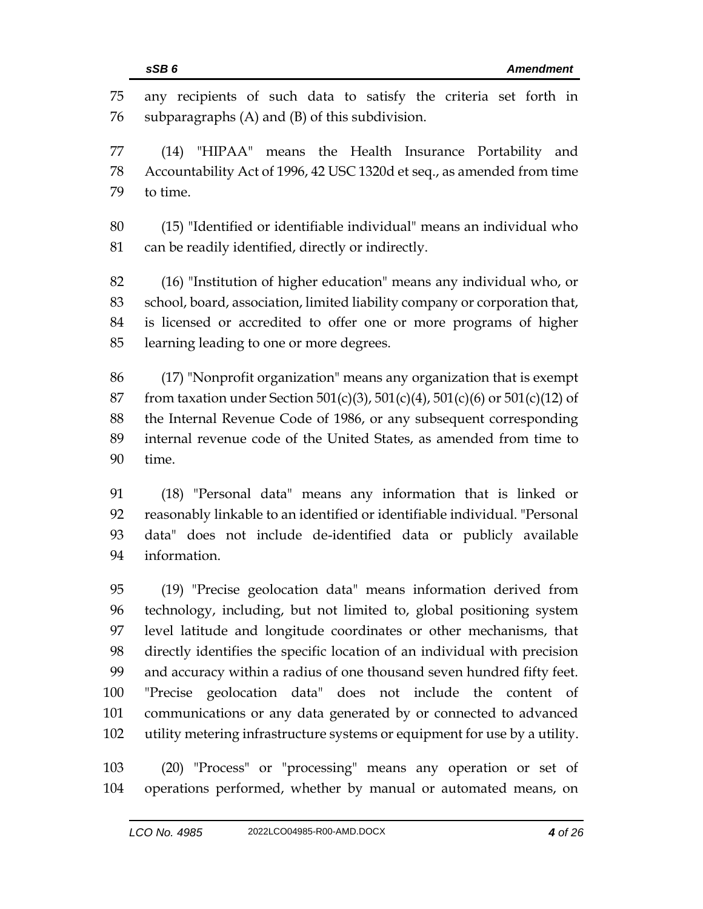any recipients of such data to satisfy the criteria set forth in subparagraphs (A) and (B) of this subdivision.

(14) "HIPAA" means the Health Insurance Portability and Accountability Act of 1996, 42 USC 1320d et seq., as amended from time to time.

(15) "Identified or identifiable individual" means an individual who can be readily identified, directly or indirectly.

(16) "Institution of higher education" means any individual who, or school, board, association, limited liability company or corporation that, is licensed or accredited to offer one or more programs of higher learning leading to one or more degrees.

(17) "Nonprofit organization" means any organization that is exempt from taxation under Section 501(c)(3), 501(c)(4), 501(c)(6) or 501(c)(12) of the Internal Revenue Code of 1986, or any subsequent corresponding internal revenue code of the United States, as amended from time to time.

(18) "Personal data" means any information that is linked or reasonably linkable to an identified or identifiable individual. "Personal data" does not include de-identified data or publicly available information.

(19) "Precise geolocation data" means information derived from technology, including, but not limited to, global positioning system level latitude and longitude coordinates or other mechanisms, that directly identifies the specific location of an individual with precision and accuracy within a radius of one thousand seven hundred fifty feet. "Precise geolocation data" does not include the content of communications or any data generated by or connected to advanced utility metering infrastructure systems or equipment for use by a utility.

(20) "Process" or "processing" means any operation or set of operations performed, whether by manual or automated means, on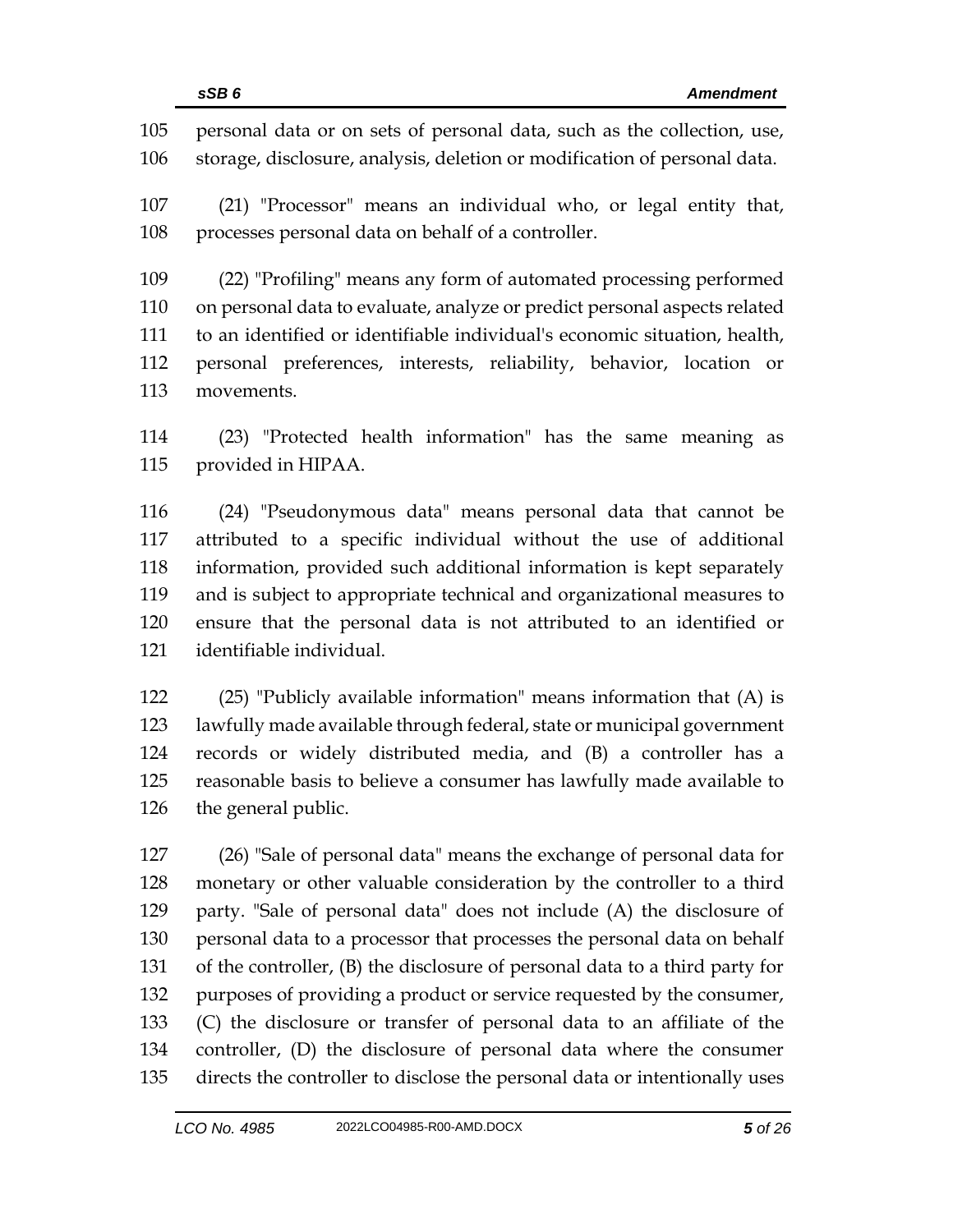personal data or on sets of personal data, such as the collection, use, storage, disclosure, analysis, deletion or modification of personal data.

(21) "Processor" means an individual who, or legal entity that, processes personal data on behalf of a controller.

(22) "Profiling" means any form of automated processing performed on personal data to evaluate, analyze or predict personal aspects related to an identified or identifiable individual's economic situation, health, personal preferences, interests, reliability, behavior, location or movements.

(23) "Protected health information" has the same meaning as provided in HIPAA.

(24) "Pseudonymous data" means personal data that cannot be attributed to a specific individual without the use of additional information, provided such additional information is kept separately and is subject to appropriate technical and organizational measures to ensure that the personal data is not attributed to an identified or identifiable individual.

(25) "Publicly available information" means information that (A) is lawfully made available through federal, state or municipal government records or widely distributed media, and (B) a controller has a reasonable basis to believe a consumer has lawfully made available to the general public.

(26) "Sale of personal data" means the exchange of personal data for monetary or other valuable consideration by the controller to a third party. "Sale of personal data" does not include (A) the disclosure of personal data to a processor that processes the personal data on behalf of the controller, (B) the disclosure of personal data to a third party for purposes of providing a product or service requested by the consumer, (C) the disclosure or transfer of personal data to an affiliate of the controller, (D) the disclosure of personal data where the consumer directs the controller to disclose the personal data or intentionally uses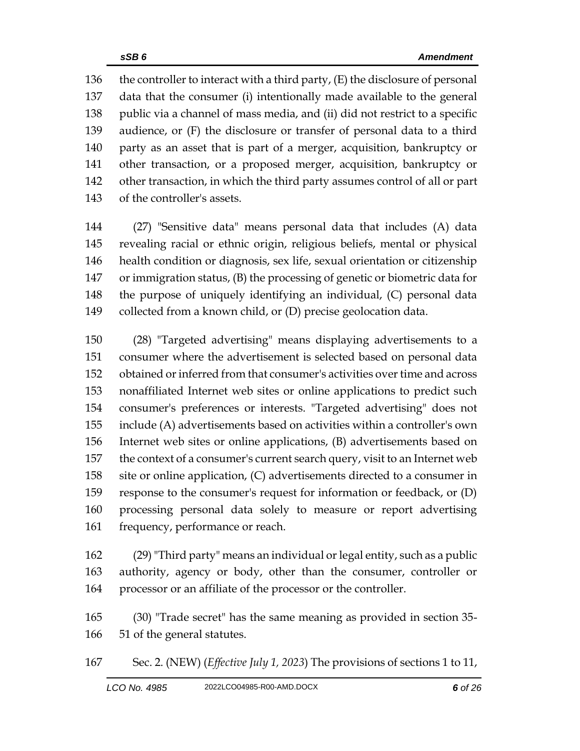the controller to interact with a third party, (E) the disclosure of personal data that the consumer (i) intentionally made available to the general public via a channel of mass media, and (ii) did not restrict to a specific audience, or (F) the disclosure or transfer of personal data to a third party as an asset that is part of a merger, acquisition, bankruptcy or other transaction, or a proposed merger, acquisition, bankruptcy or other transaction, in which the third party assumes control of all or part of the controller's assets.

(27) "Sensitive data" means personal data that includes (A) data revealing racial or ethnic origin, religious beliefs, mental or physical health condition or diagnosis, sex life, sexual orientation or citizenship or immigration status, (B) the processing of genetic or biometric data for the purpose of uniquely identifying an individual, (C) personal data collected from a known child, or (D) precise geolocation data.

(28) "Targeted advertising" means displaying advertisements to a consumer where the advertisement is selected based on personal data obtained or inferred from that consumer's activities over time and across nonaffiliated Internet web sites or online applications to predict such consumer's preferences or interests. "Targeted advertising" does not include (A) advertisements based on activities within a controller's own Internet web sites or online applications, (B) advertisements based on the context of a consumer's current search query, visit to an Internet web site or online application, (C) advertisements directed to a consumer in response to the consumer's request for information or feedback, or (D) processing personal data solely to measure or report advertising frequency, performance or reach.

(29) "Third party" means an individual or legal entity, such as a public authority, agency or body, other than the consumer, controller or processor or an affiliate of the processor or the controller.

(30) "Trade secret" has the same meaning as provided in section 35-51 of the general statutes.

Sec. 2. (NEW) (*Effective July 1, 2023*) The provisions of sections 1 to 11,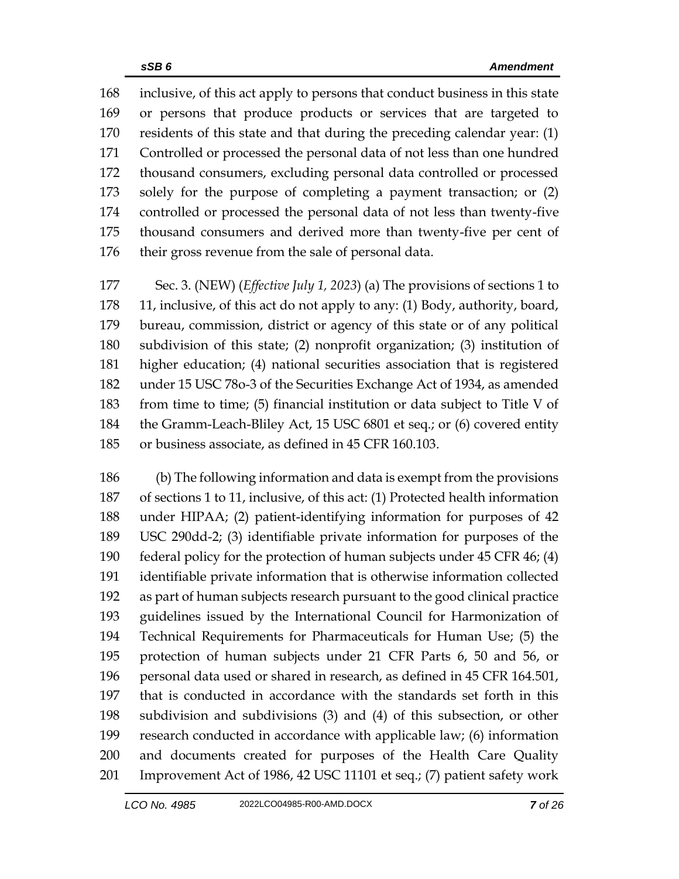168 inclusive, of this act apply to persons that conduct business in this state
169 or persons that produce products or services that are targeted to
170 residents of this state and that during the preceding calendar year: (1)
171 Controlled or processed the personal data of not less than one hundred
172 thousand consumers, excluding personal data controlled or processed
173 solely for the purpose of completing a payment transaction; or (2)
174 controlled or processed the personal data of not less than twenty-five
175 thousand consumers and derived more than twenty-five per cent of
176 their gross revenue from the sale of personal data.

177 Sec. 3. (NEW) (*Effective July 1, 2023*) (a) The provisions of sections 1 to
178 11, inclusive, of this act do not apply to any: (1) Body, authority, board,
179 bureau, commission, district or agency of this state or of any political
180 subdivision of this state; (2) nonprofit organization; (3) institution of
181 higher education; (4) national securities association that is registered
182 under 15 USC 78o-3 of the Securities Exchange Act of 1934, as amended
183 from time to time; (5) financial institution or data subject to Title V of
184 the Gramm-Leach-Bliley Act, 15 USC 6801 et seq.; or (6) covered entity
185 or business associate, as defined in 45 CFR 160.103.

186 (b) The following information and data is exempt from the provisions
187 of sections 1 to 11, inclusive, of this act: (1) Protected health information
188 under HIPAA; (2) patient-identifying information for purposes of 42
189 USC 290dd-2; (3) identifiable private information for purposes of the
190 federal policy for the protection of human subjects under 45 CFR 46; (4)
191 identifiable private information that is otherwise information collected
192 as part of human subjects research pursuant to the good clinical practice
193 guidelines issued by the International Council for Harmonization of
194 Technical Requirements for Pharmaceuticals for Human Use; (5) the
195 protection of human subjects under 21 CFR Parts 6, 50 and 56, or
196 personal data used or shared in research, as defined in 45 CFR 164.501,
197 that is conducted in accordance with the standards set forth in this
198 subdivision and subdivisions (3) and (4) of this subsection, or other
199 research conducted in accordance with applicable law; (6) information
200 and documents created for purposes of the Health Care Quality
201 Improvement Act of 1986, 42 USC 11101 et seq.; (7) patient safety work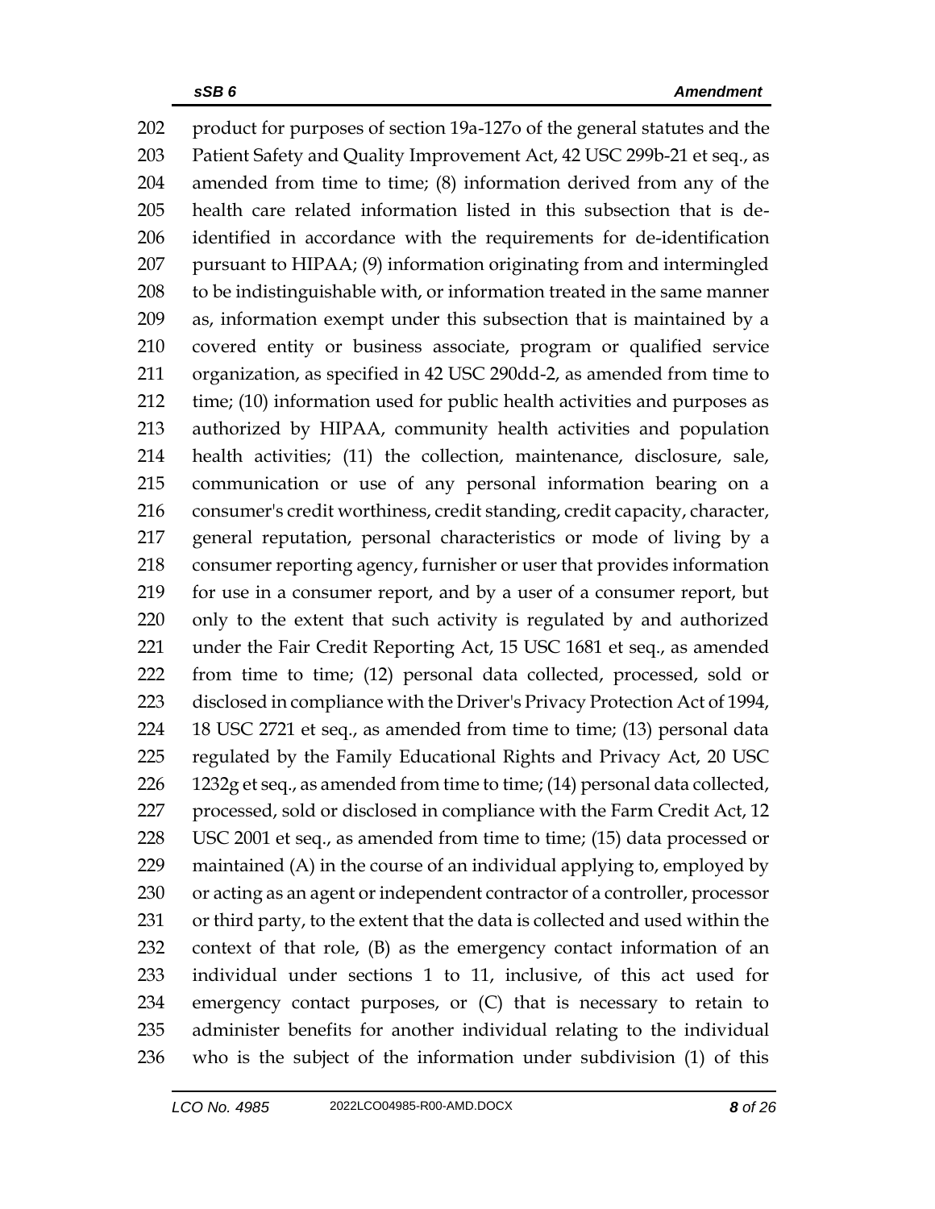product for purposes of section 19a-127o of the general statutes and the Patient Safety and Quality Improvement Act, 42 USC 299b-21 et seq., as amended from time to time; (8) information derived from any of the health care related information listed in this subsection that is de-identified in accordance with the requirements for de-identification pursuant to HIPAA; (9) information originating from and intermingled to be indistinguishable with, or information treated in the same manner as, information exempt under this subsection that is maintained by a covered entity or business associate, program or qualified service organization, as specified in 42 USC 290dd-2, as amended from time to time; (10) information used for public health activities and purposes as authorized by HIPAA, community health activities and population health activities; (11) the collection, maintenance, disclosure, sale, communication or use of any personal information bearing on a consumer's credit worthiness, credit standing, credit capacity, character, general reputation, personal characteristics or mode of living by a consumer reporting agency, furnisher or user that provides information for use in a consumer report, and by a user of a consumer report, but only to the extent that such activity is regulated by and authorized under the Fair Credit Reporting Act, 15 USC 1681 et seq., as amended from time to time; (12) personal data collected, processed, sold or disclosed in compliance with the Driver's Privacy Protection Act of 1994, 18 USC 2721 et seq., as amended from time to time; (13) personal data regulated by the Family Educational Rights and Privacy Act, 20 USC 1232g et seq., as amended from time to time; (14) personal data collected, processed, sold or disclosed in compliance with the Farm Credit Act, 12 USC 2001 et seq., as amended from time to time; (15) data processed or maintained (A) in the course of an individual applying to, employed by or acting as an agent or independent contractor of a controller, processor or third party, to the extent that the data is collected and used within the context of that role, (B) as the emergency contact information of an individual under sections 1 to 11, inclusive, of this act used for emergency contact purposes, or (C) that is necessary to retain to administer benefits for another individual relating to the individual who is the subject of the information under subdivision (1) of this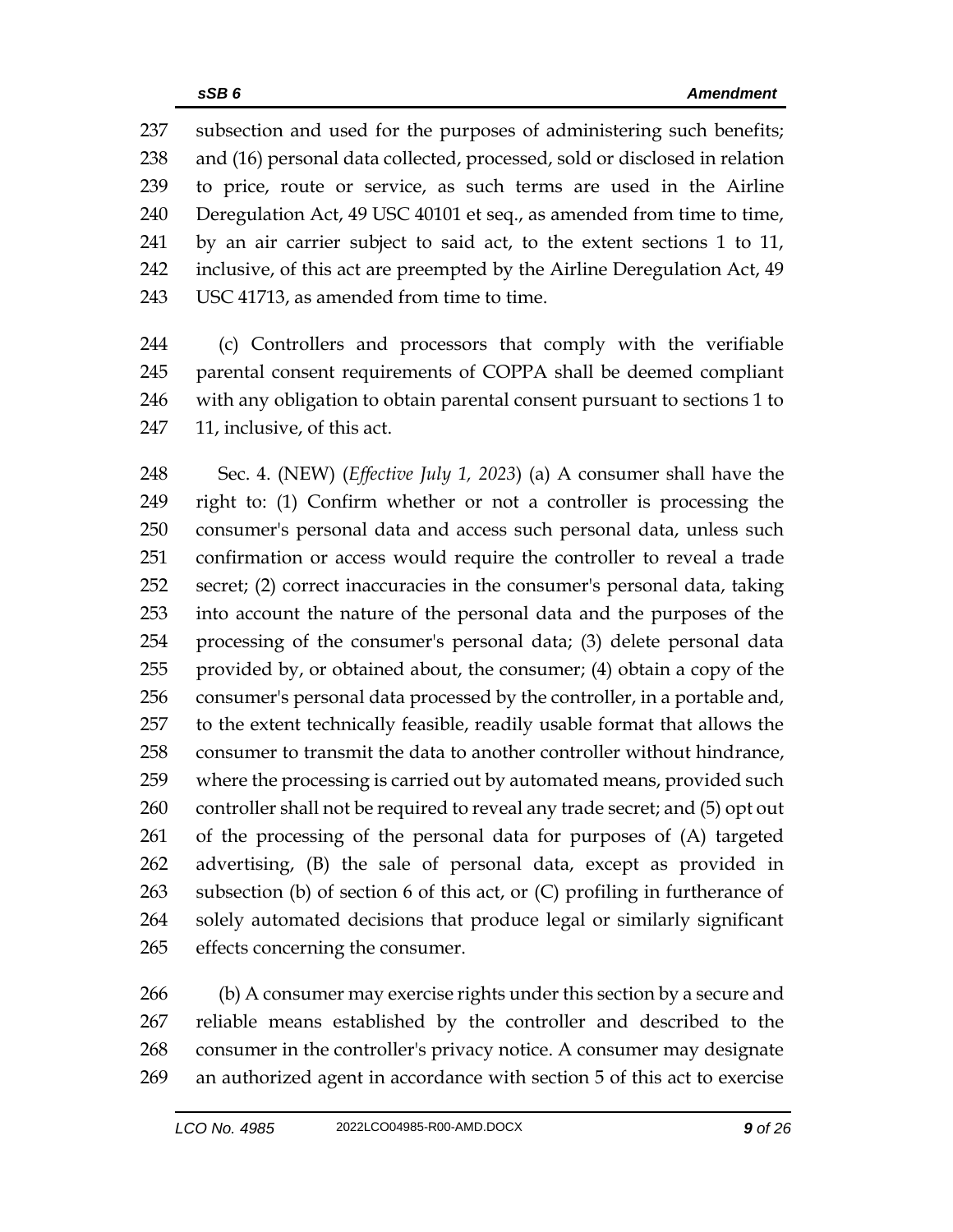subsection and used for the purposes of administering such benefits; and (16) personal data collected, processed, sold or disclosed in relation to price, route or service, as such terms are used in the Airline Deregulation Act, 49 USC 40101 et seq., as amended from time to time, by an air carrier subject to said act, to the extent sections 1 to 11, inclusive, of this act are preempted by the Airline Deregulation Act, 49 USC 41713, as amended from time to time.

(c) Controllers and processors that comply with the verifiable parental consent requirements of COPPA shall be deemed compliant with any obligation to obtain parental consent pursuant to sections 1 to 11, inclusive, of this act.

Sec. 4. (NEW) (*Effective July 1, 2023*) (a) A consumer shall have the right to: (1) Confirm whether or not a controller is processing the consumer's personal data and access such personal data, unless such confirmation or access would require the controller to reveal a trade secret; (2) correct inaccuracies in the consumer's personal data, taking into account the nature of the personal data and the purposes of the processing of the consumer's personal data; (3) delete personal data provided by, or obtained about, the consumer; (4) obtain a copy of the consumer's personal data processed by the controller, in a portable and, to the extent technically feasible, readily usable format that allows the consumer to transmit the data to another controller without hindrance, where the processing is carried out by automated means, provided such controller shall not be required to reveal any trade secret; and (5) opt out of the processing of the personal data for purposes of (A) targeted advertising, (B) the sale of personal data, except as provided in subsection (b) of section 6 of this act, or (C) profiling in furtherance of solely automated decisions that produce legal or similarly significant effects concerning the consumer.

(b) A consumer may exercise rights under this section by a secure and reliable means established by the controller and described to the consumer in the controller's privacy notice. A consumer may designate an authorized agent in accordance with section 5 of this act to exercise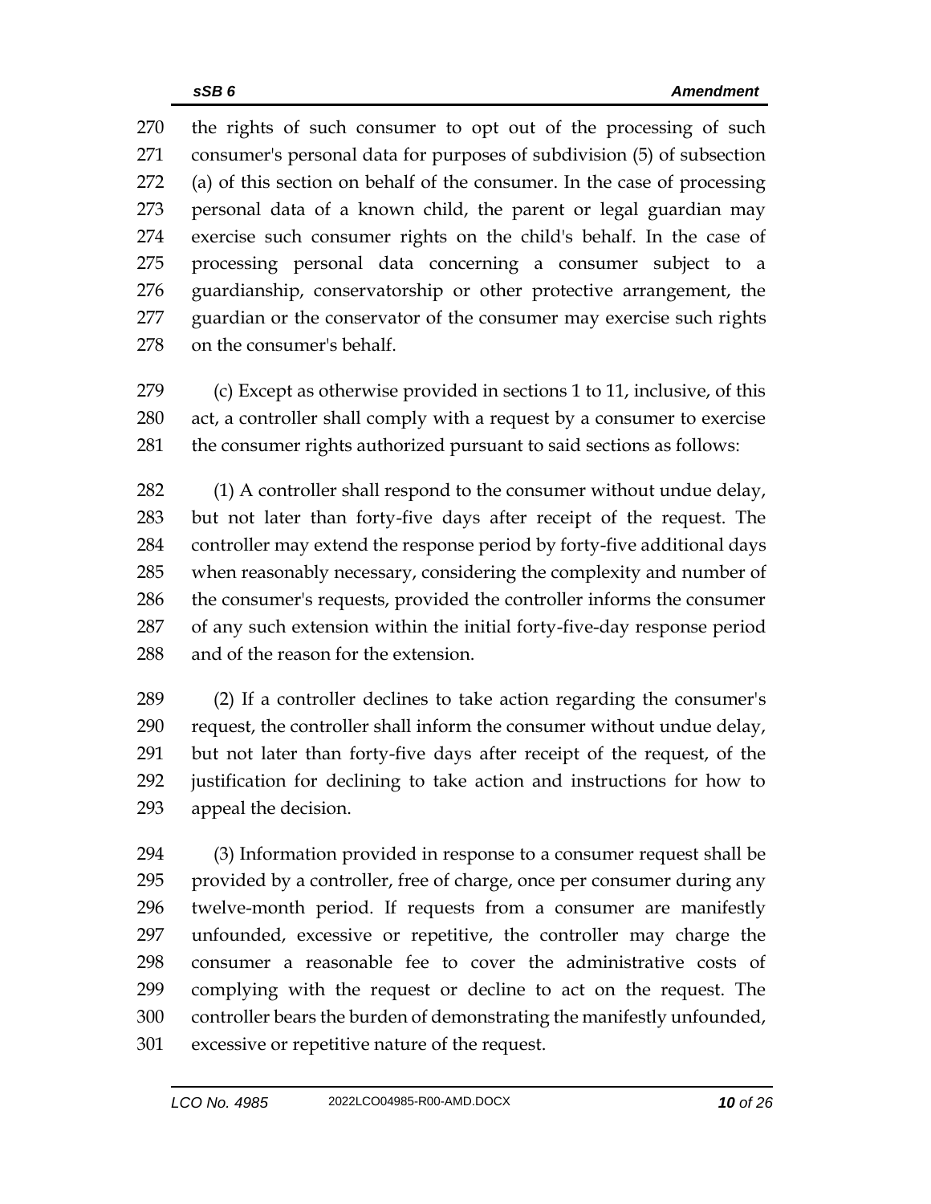the rights of such consumer to opt out of the processing of such consumer's personal data for purposes of subdivision (5) of subsection (a) of this section on behalf of the consumer. In the case of processing personal data of a known child, the parent or legal guardian may exercise such consumer rights on the child's behalf. In the case of processing personal data concerning a consumer subject to a guardianship, conservatorship or other protective arrangement, the guardian or the conservator of the consumer may exercise such rights on the consumer's behalf.

(c) Except as otherwise provided in sections 1 to 11, inclusive, of this act, a controller shall comply with a request by a consumer to exercise the consumer rights authorized pursuant to said sections as follows:

(1) A controller shall respond to the consumer without undue delay, but not later than forty-five days after receipt of the request. The controller may extend the response period by forty-five additional days when reasonably necessary, considering the complexity and number of the consumer's requests, provided the controller informs the consumer of any such extension within the initial forty-five-day response period and of the reason for the extension.

(2) If a controller declines to take action regarding the consumer's request, the controller shall inform the consumer without undue delay, but not later than forty-five days after receipt of the request, of the justification for declining to take action and instructions for how to appeal the decision.

(3) Information provided in response to a consumer request shall be provided by a controller, free of charge, once per consumer during any twelve-month period. If requests from a consumer are manifestly unfounded, excessive or repetitive, the controller may charge the consumer a reasonable fee to cover the administrative costs of complying with the request or decline to act on the request. The controller bears the burden of demonstrating the manifestly unfounded, excessive or repetitive nature of the request.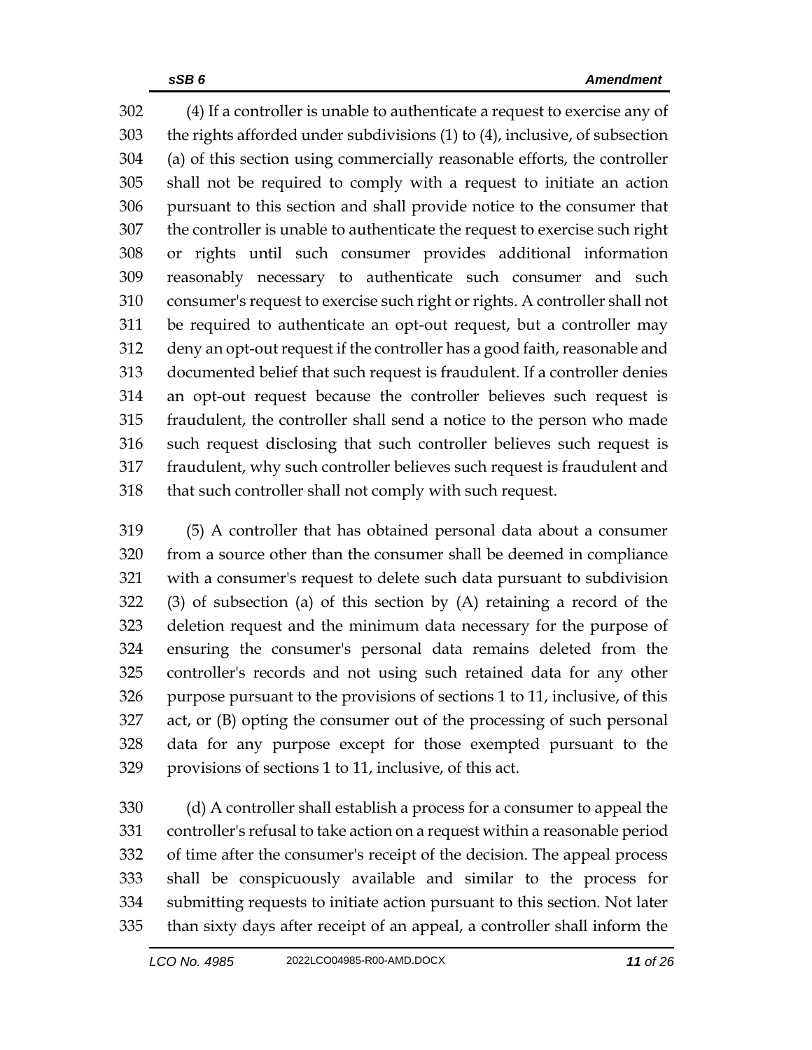(4) If a controller is unable to authenticate a request to exercise any of the rights afforded under subdivisions (1) to (4), inclusive, of subsection (a) of this section using commercially reasonable efforts, the controller shall not be required to comply with a request to initiate an action pursuant to this section and shall provide notice to the consumer that the controller is unable to authenticate the request to exercise such right or rights until such consumer provides additional information reasonably necessary to authenticate such consumer and such consumer's request to exercise such right or rights. A controller shall not be required to authenticate an opt-out request, but a controller may deny an opt-out request if the controller has a good faith, reasonable and documented belief that such request is fraudulent. If a controller denies an opt-out request because the controller believes such request is fraudulent, the controller shall send a notice to the person who made such request disclosing that such controller believes such request is fraudulent, why such controller believes such request is fraudulent and that such controller shall not comply with such request.

(5) A controller that has obtained personal data about a consumer from a source other than the consumer shall be deemed in compliance with a consumer's request to delete such data pursuant to subdivision (3) of subsection (a) of this section by (A) retaining a record of the deletion request and the minimum data necessary for the purpose of ensuring the consumer's personal data remains deleted from the controller's records and not using such retained data for any other purpose pursuant to the provisions of sections 1 to 11, inclusive, of this act, or (B) opting the consumer out of the processing of such personal data for any purpose except for those exempted pursuant to the provisions of sections 1 to 11, inclusive, of this act.

(d) A controller shall establish a process for a consumer to appeal the controller's refusal to take action on a request within a reasonable period of time after the consumer's receipt of the decision. The appeal process shall be conspicuously available and similar to the process for submitting requests to initiate action pursuant to this section. Not later than sixty days after receipt of an appeal, a controller shall inform the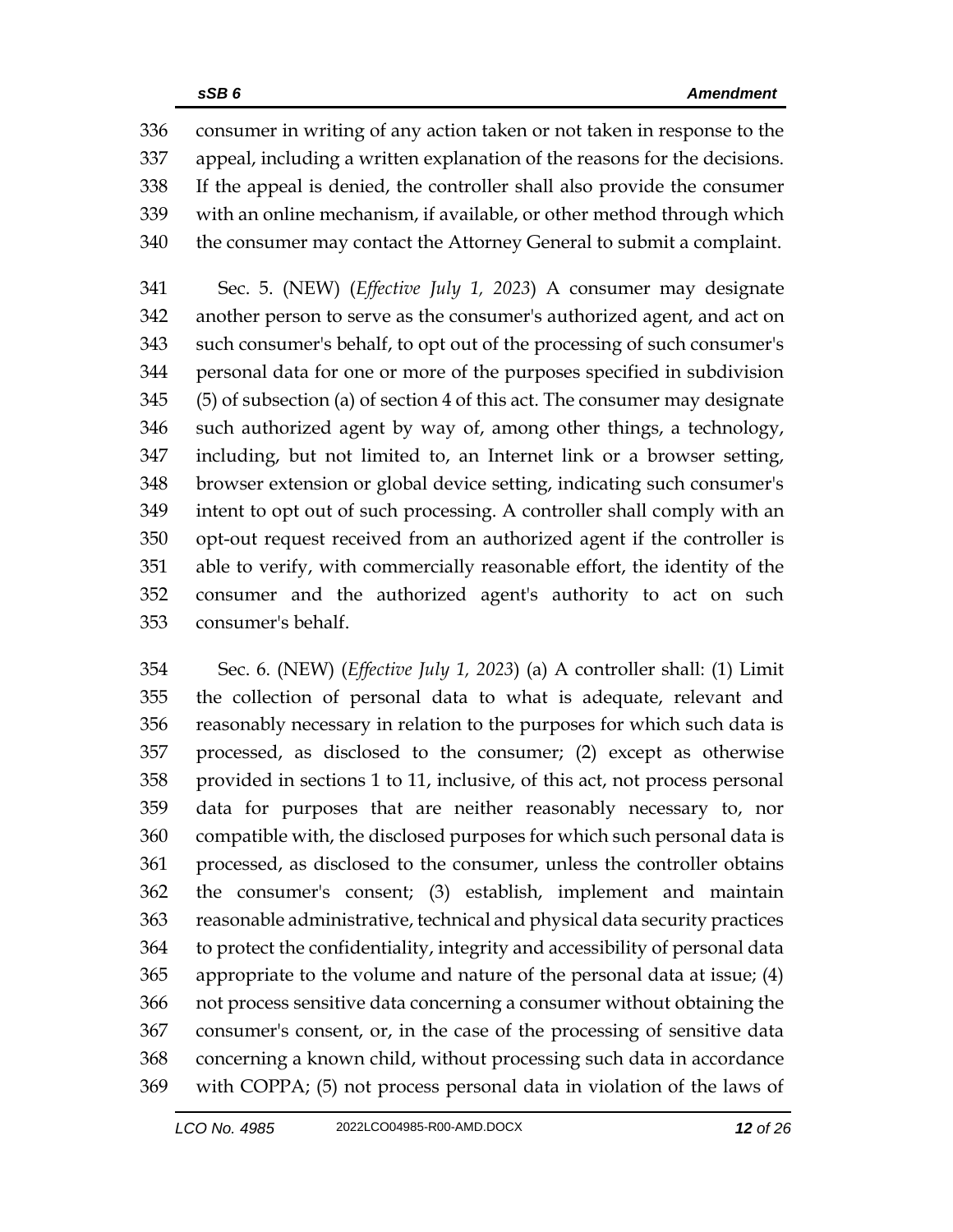consumer in writing of any action taken or not taken in response to the appeal, including a written explanation of the reasons for the decisions. If the appeal is denied, the controller shall also provide the consumer with an online mechanism, if available, or other method through which the consumer may contact the Attorney General to submit a complaint.

Sec. 5. (NEW) (*Effective July 1, 2023*) A consumer may designate another person to serve as the consumer's authorized agent, and act on such consumer's behalf, to opt out of the processing of such consumer's personal data for one or more of the purposes specified in subdivision (5) of subsection (a) of section 4 of this act. The consumer may designate such authorized agent by way of, among other things, a technology, including, but not limited to, an Internet link or a browser setting, browser extension or global device setting, indicating such consumer's intent to opt out of such processing. A controller shall comply with an opt-out request received from an authorized agent if the controller is able to verify, with commercially reasonable effort, the identity of the consumer and the authorized agent's authority to act on such consumer's behalf.

Sec. 6. (NEW) (*Effective July 1, 2023*) (a) A controller shall: (1) Limit the collection of personal data to what is adequate, relevant and reasonably necessary in relation to the purposes for which such data is processed, as disclosed to the consumer; (2) except as otherwise provided in sections 1 to 11, inclusive, of this act, not process personal data for purposes that are neither reasonably necessary to, nor compatible with, the disclosed purposes for which such personal data is processed, as disclosed to the consumer, unless the controller obtains the consumer's consent; (3) establish, implement and maintain reasonable administrative, technical and physical data security practices to protect the confidentiality, integrity and accessibility of personal data appropriate to the volume and nature of the personal data at issue; (4) not process sensitive data concerning a consumer without obtaining the consumer's consent, or, in the case of the processing of sensitive data concerning a known child, without processing such data in accordance with COPPA; (5) not process personal data in violation of the laws of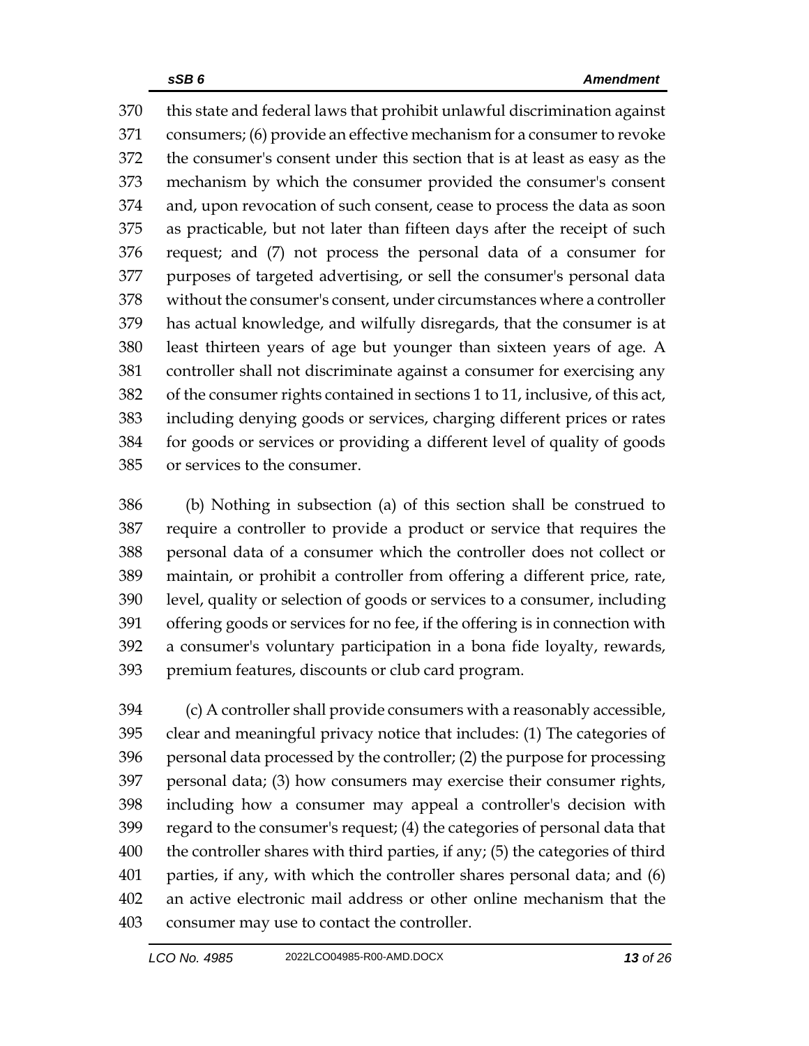this state and federal laws that prohibit unlawful discrimination against consumers; (6) provide an effective mechanism for a consumer to revoke the consumer's consent under this section that is at least as easy as the mechanism by which the consumer provided the consumer's consent and, upon revocation of such consent, cease to process the data as soon as practicable, but not later than fifteen days after the receipt of such request; and (7) not process the personal data of a consumer for purposes of targeted advertising, or sell the consumer's personal data without the consumer's consent, under circumstances where a controller has actual knowledge, and wilfully disregards, that the consumer is at least thirteen years of age but younger than sixteen years of age. A controller shall not discriminate against a consumer for exercising any of the consumer rights contained in sections 1 to 11, inclusive, of this act, including denying goods or services, charging different prices or rates for goods or services or providing a different level of quality of goods or services to the consumer.

(b) Nothing in subsection (a) of this section shall be construed to require a controller to provide a product or service that requires the personal data of a consumer which the controller does not collect or maintain, or prohibit a controller from offering a different price, rate, level, quality or selection of goods or services to a consumer, including offering goods or services for no fee, if the offering is in connection with a consumer's voluntary participation in a bona fide loyalty, rewards, premium features, discounts or club card program.

(c) A controller shall provide consumers with a reasonably accessible, clear and meaningful privacy notice that includes: (1) The categories of personal data processed by the controller; (2) the purpose for processing personal data; (3) how consumers may exercise their consumer rights, including how a consumer may appeal a controller's decision with regard to the consumer's request; (4) the categories of personal data that the controller shares with third parties, if any; (5) the categories of third parties, if any, with which the controller shares personal data; and (6) an active electronic mail address or other online mechanism that the consumer may use to contact the controller.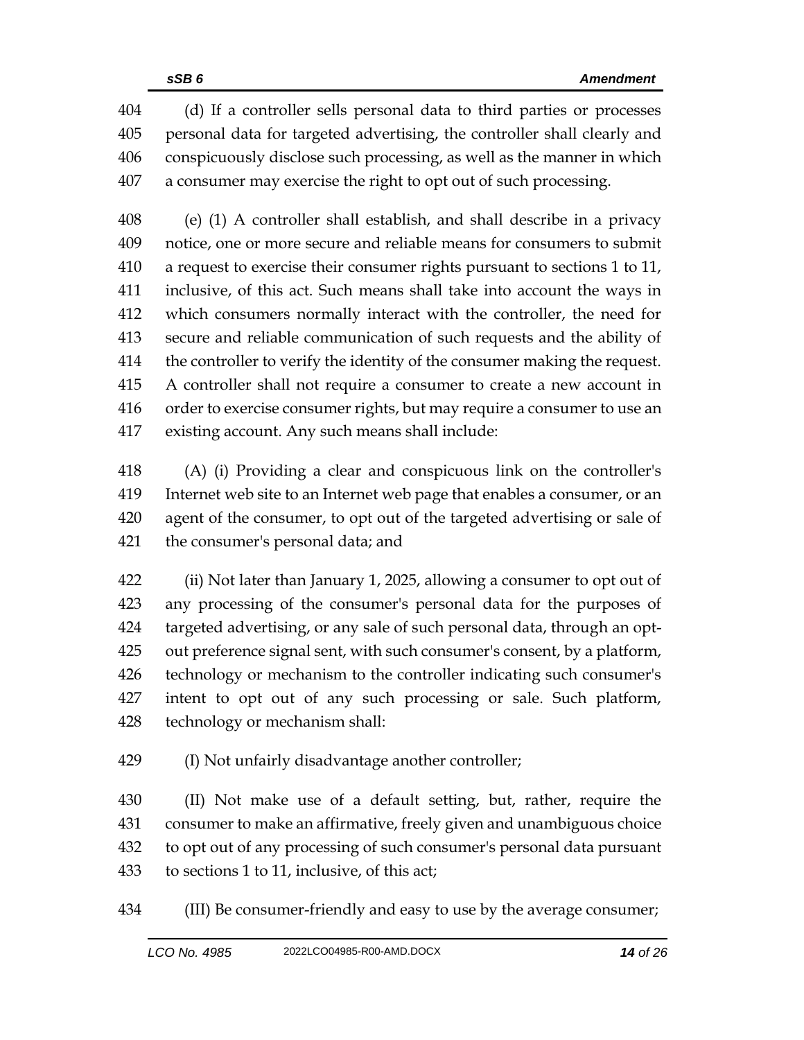(d) If a controller sells personal data to third parties or processes personal data for targeted advertising, the controller shall clearly and conspicuously disclose such processing, as well as the manner in which a consumer may exercise the right to opt out of such processing.

(e) (1) A controller shall establish, and shall describe in a privacy notice, one or more secure and reliable means for consumers to submit a request to exercise their consumer rights pursuant to sections 1 to 11, inclusive, of this act. Such means shall take into account the ways in which consumers normally interact with the controller, the need for secure and reliable communication of such requests and the ability of the controller to verify the identity of the consumer making the request. A controller shall not require a consumer to create a new account in order to exercise consumer rights, but may require a consumer to use an existing account. Any such means shall include:

(A) (i) Providing a clear and conspicuous link on the controller's Internet web site to an Internet web page that enables a consumer, or an agent of the consumer, to opt out of the targeted advertising or sale of the consumer's personal data; and

(ii) Not later than January 1, 2025, allowing a consumer to opt out of any processing of the consumer's personal data for the purposes of targeted advertising, or any sale of such personal data, through an opt-out preference signal sent, with such consumer's consent, by a platform, technology or mechanism to the controller indicating such consumer's intent to opt out of any such processing or sale. Such platform, technology or mechanism shall:

(I) Not unfairly disadvantage another controller;

(II) Not make use of a default setting, but, rather, require the consumer to make an affirmative, freely given and unambiguous choice to opt out of any processing of such consumer's personal data pursuant to sections 1 to 11, inclusive, of this act;

(III) Be consumer-friendly and easy to use by the average consumer;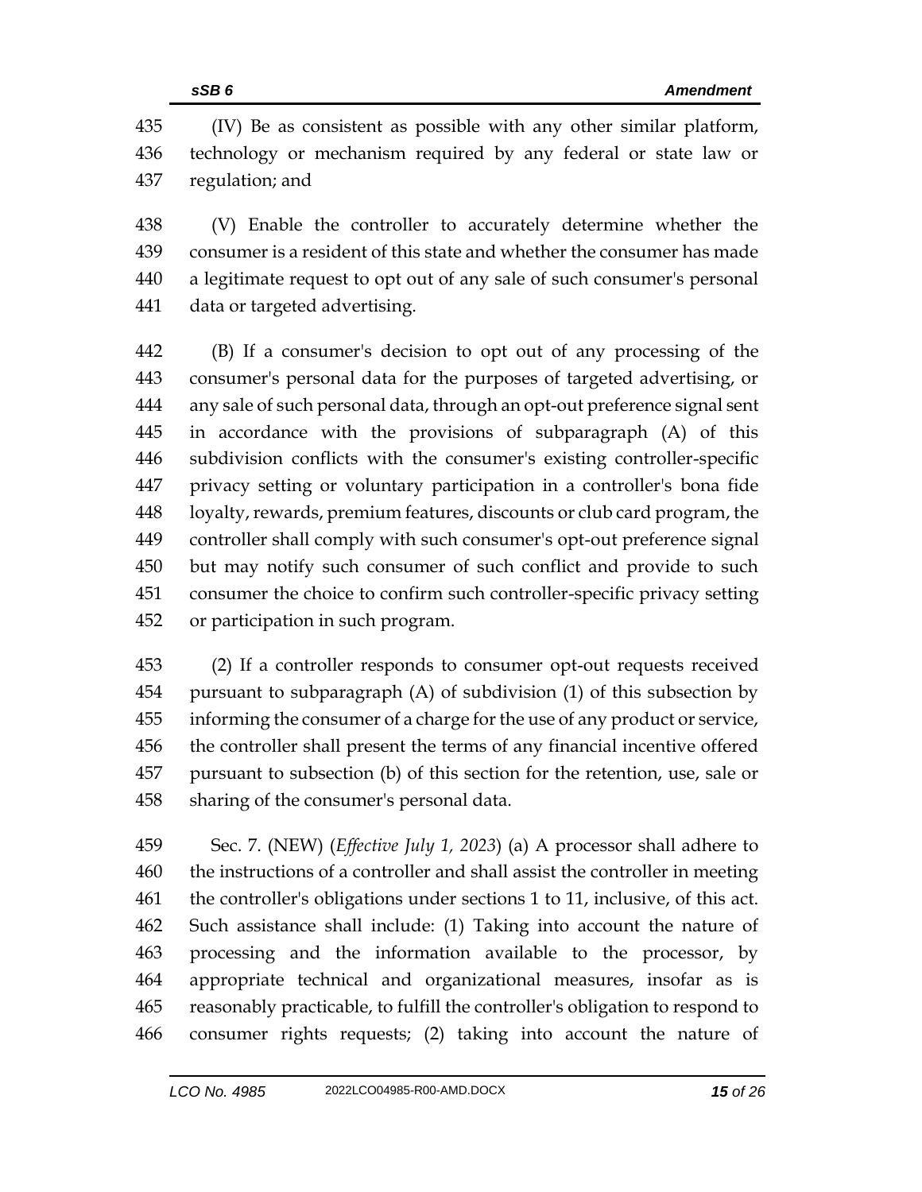(IV) Be as consistent as possible with any other similar platform, technology or mechanism required by any federal or state law or regulation; and

(V) Enable the controller to accurately determine whether the consumer is a resident of this state and whether the consumer has made a legitimate request to opt out of any sale of such consumer's personal data or targeted advertising.

(B) If a consumer's decision to opt out of any processing of the consumer's personal data for the purposes of targeted advertising, or any sale of such personal data, through an opt-out preference signal sent in accordance with the provisions of subparagraph (A) of this subdivision conflicts with the consumer's existing controller-specific privacy setting or voluntary participation in a controller's bona fide loyalty, rewards, premium features, discounts or club card program, the controller shall comply with such consumer's opt-out preference signal but may notify such consumer of such conflict and provide to such consumer the choice to confirm such controller-specific privacy setting or participation in such program.

(2) If a controller responds to consumer opt-out requests received pursuant to subparagraph (A) of subdivision (1) of this subsection by informing the consumer of a charge for the use of any product or service, the controller shall present the terms of any financial incentive offered pursuant to subsection (b) of this section for the retention, use, sale or sharing of the consumer's personal data.

Sec. 7. (NEW) (*Effective July 1, 2023*) (a) A processor shall adhere to the instructions of a controller and shall assist the controller in meeting the controller's obligations under sections 1 to 11, inclusive, of this act. Such assistance shall include: (1) Taking into account the nature of processing and the information available to the processor, by appropriate technical and organizational measures, insofar as is reasonably practicable, to fulfill the controller's obligation to respond to consumer rights requests; (2) taking into account the nature of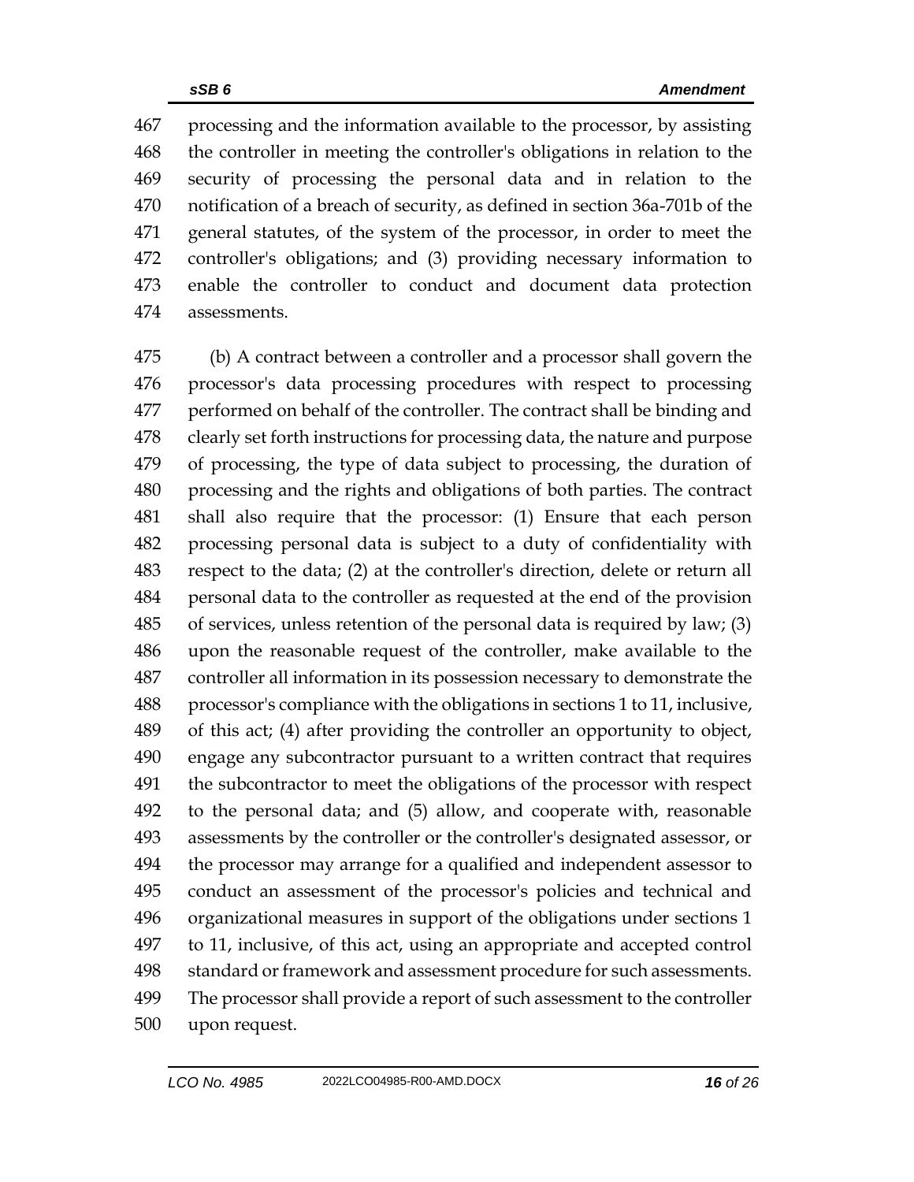processing and the information available to the processor, by assisting the controller in meeting the controller's obligations in relation to the security of processing the personal data and in relation to the notification of a breach of security, as defined in section 36a-701b of the general statutes, of the system of the processor, in order to meet the controller's obligations; and (3) providing necessary information to enable the controller to conduct and document data protection assessments.

(b) A contract between a controller and a processor shall govern the processor's data processing procedures with respect to processing performed on behalf of the controller. The contract shall be binding and clearly set forth instructions for processing data, the nature and purpose of processing, the type of data subject to processing, the duration of processing and the rights and obligations of both parties. The contract shall also require that the processor: (1) Ensure that each person processing personal data is subject to a duty of confidentiality with respect to the data; (2) at the controller's direction, delete or return all personal data to the controller as requested at the end of the provision of services, unless retention of the personal data is required by law; (3) upon the reasonable request of the controller, make available to the controller all information in its possession necessary to demonstrate the processor's compliance with the obligations in sections 1 to 11, inclusive, of this act; (4) after providing the controller an opportunity to object, engage any subcontractor pursuant to a written contract that requires the subcontractor to meet the obligations of the processor with respect to the personal data; and (5) allow, and cooperate with, reasonable assessments by the controller or the controller's designated assessor, or the processor may arrange for a qualified and independent assessor to conduct an assessment of the processor's policies and technical and organizational measures in support of the obligations under sections 1 to 11, inclusive, of this act, using an appropriate and accepted control standard or framework and assessment procedure for such assessments. The processor shall provide a report of such assessment to the controller upon request.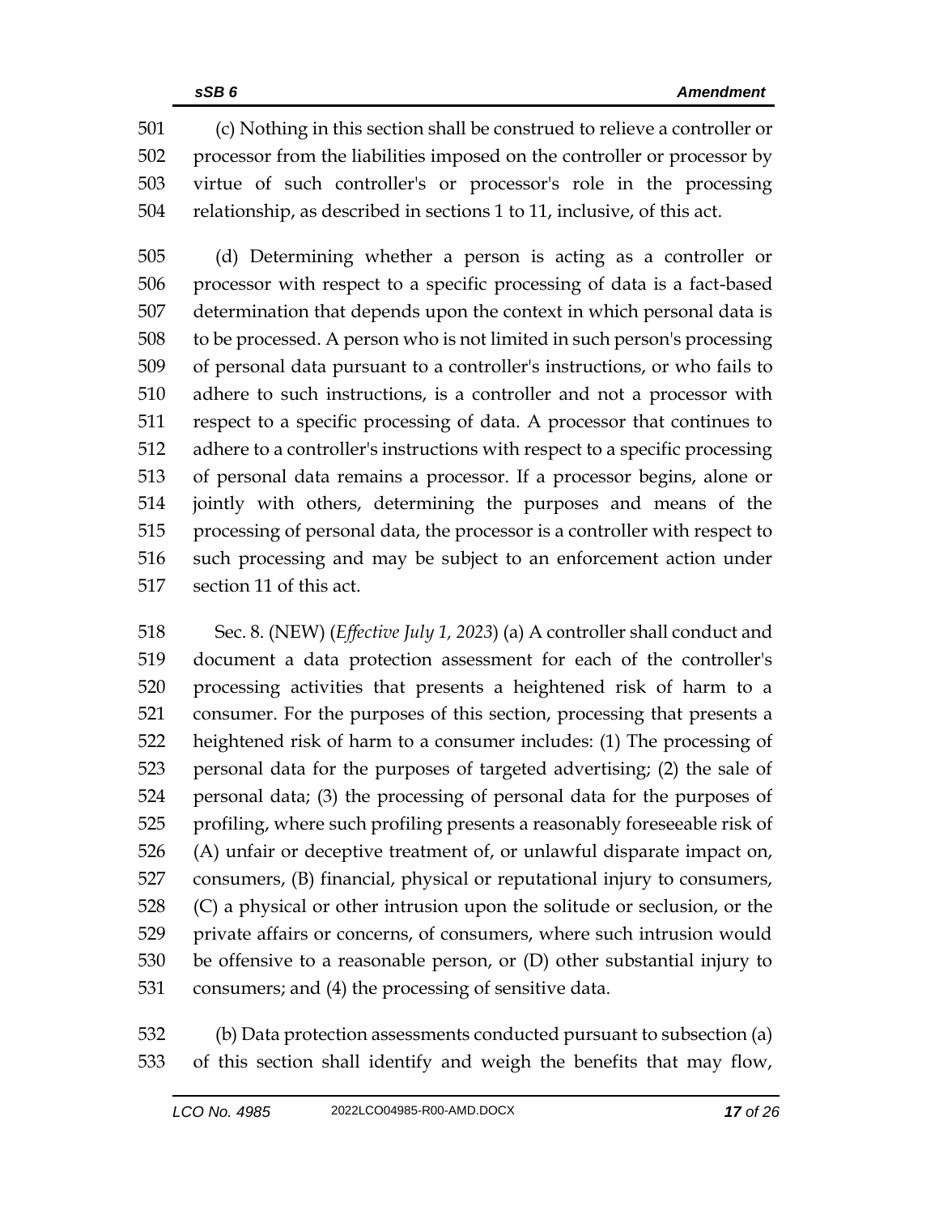(c) Nothing in this section shall be construed to relieve a controller or processor from the liabilities imposed on the controller or processor by virtue of such controller's or processor's role in the processing relationship, as described in sections 1 to 11, inclusive, of this act.

(d) Determining whether a person is acting as a controller or processor with respect to a specific processing of data is a fact-based determination that depends upon the context in which personal data is to be processed. A person who is not limited in such person's processing of personal data pursuant to a controller's instructions, or who fails to adhere to such instructions, is a controller and not a processor with respect to a specific processing of data. A processor that continues to adhere to a controller's instructions with respect to a specific processing of personal data remains a processor. If a processor begins, alone or jointly with others, determining the purposes and means of the processing of personal data, the processor is a controller with respect to such processing and may be subject to an enforcement action under section 11 of this act.

Sec. 8. (NEW) (*Effective July 1, 2023*) (a) A controller shall conduct and document a data protection assessment for each of the controller's processing activities that presents a heightened risk of harm to a consumer. For the purposes of this section, processing that presents a heightened risk of harm to a consumer includes: (1) The processing of personal data for the purposes of targeted advertising; (2) the sale of personal data; (3) the processing of personal data for the purposes of profiling, where such profiling presents a reasonably foreseeable risk of (A) unfair or deceptive treatment of, or unlawful disparate impact on, consumers, (B) financial, physical or reputational injury to consumers, (C) a physical or other intrusion upon the solitude or seclusion, or the private affairs or concerns, of consumers, where such intrusion would be offensive to a reasonable person, or (D) other substantial injury to consumers; and (4) the processing of sensitive data.

(b) Data protection assessments conducted pursuant to subsection (a) of this section shall identify and weigh the benefits that may flow,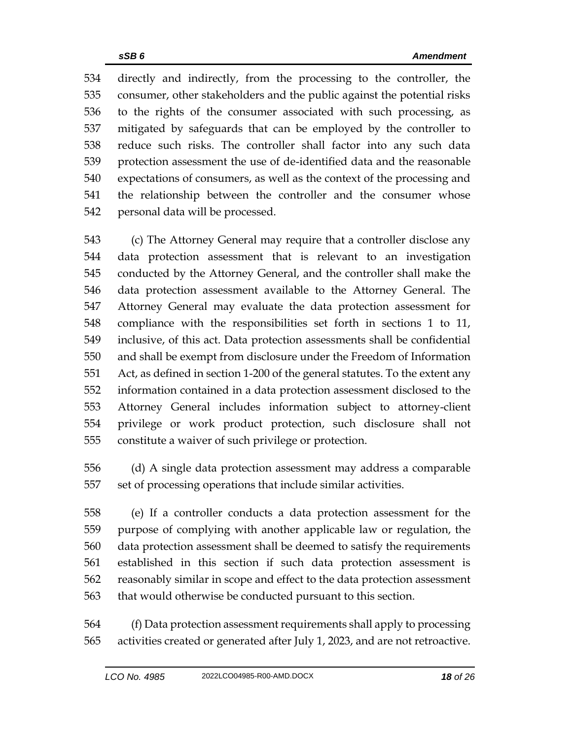directly and indirectly, from the processing to the controller, the consumer, other stakeholders and the public against the potential risks to the rights of the consumer associated with such processing, as mitigated by safeguards that can be employed by the controller to reduce such risks. The controller shall factor into any such data protection assessment the use of de-identified data and the reasonable expectations of consumers, as well as the context of the processing and the relationship between the controller and the consumer whose personal data will be processed.

(c) The Attorney General may require that a controller disclose any data protection assessment that is relevant to an investigation conducted by the Attorney General, and the controller shall make the data protection assessment available to the Attorney General. The Attorney General may evaluate the data protection assessment for compliance with the responsibilities set forth in sections 1 to 11, inclusive, of this act. Data protection assessments shall be confidential and shall be exempt from disclosure under the Freedom of Information Act, as defined in section 1-200 of the general statutes. To the extent any information contained in a data protection assessment disclosed to the Attorney General includes information subject to attorney-client privilege or work product protection, such disclosure shall not constitute a waiver of such privilege or protection.

(d) A single data protection assessment may address a comparable set of processing operations that include similar activities.

(e) If a controller conducts a data protection assessment for the purpose of complying with another applicable law or regulation, the data protection assessment shall be deemed to satisfy the requirements established in this section if such data protection assessment is reasonably similar in scope and effect to the data protection assessment that would otherwise be conducted pursuant to this section.

(f) Data protection assessment requirements shall apply to processing activities created or generated after July 1, 2023, and are not retroactive.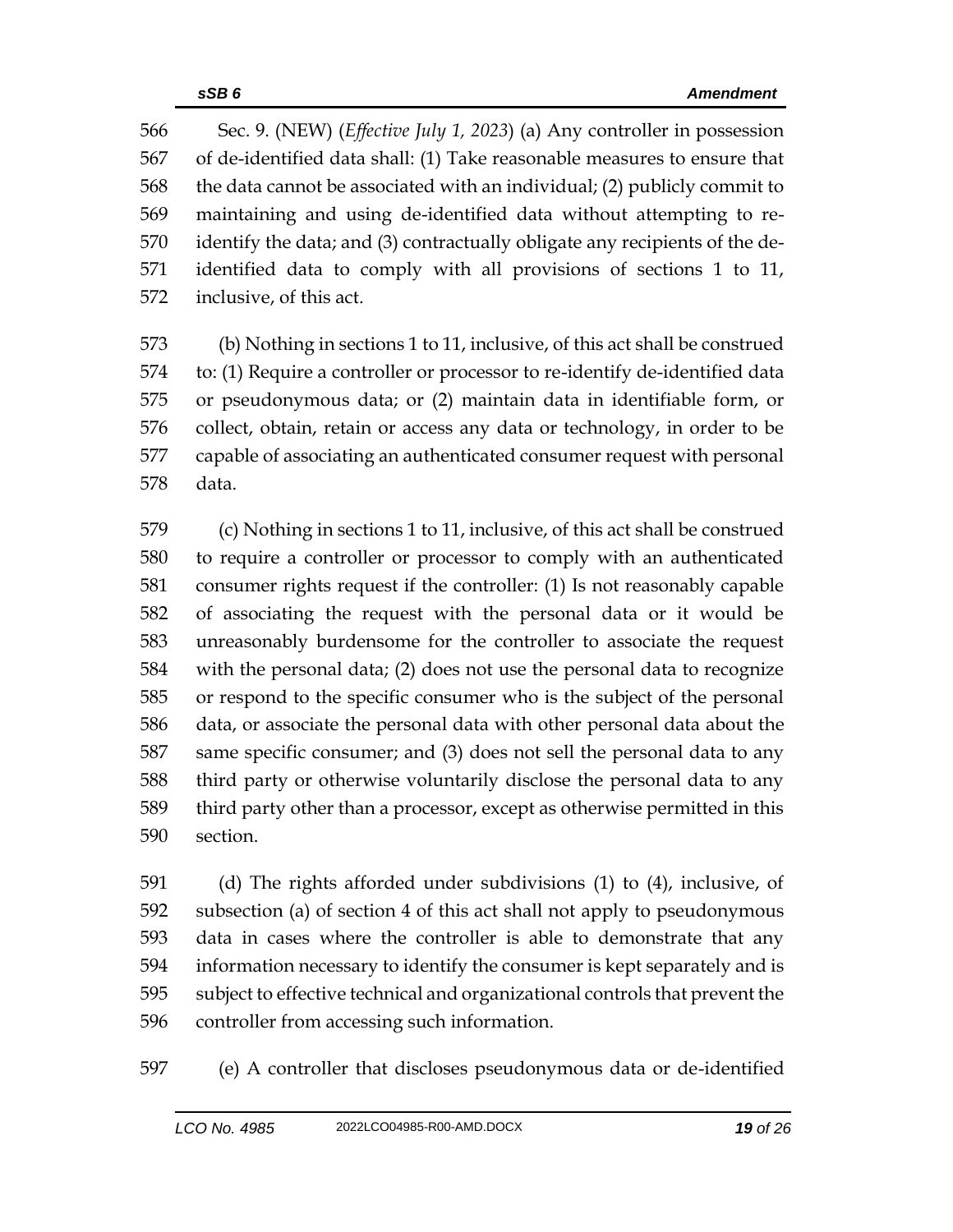Sec. 9. (NEW) (*Effective July 1, 2023*) (a) Any controller in possession of de-identified data shall: (1) Take reasonable measures to ensure that the data cannot be associated with an individual; (2) publicly commit to maintaining and using de-identified data without attempting to re-identify the data; and (3) contractually obligate any recipients of the de-identified data to comply with all provisions of sections 1 to 11, inclusive, of this act.

(b) Nothing in sections 1 to 11, inclusive, of this act shall be construed to: (1) Require a controller or processor to re-identify de-identified data or pseudonymous data; or (2) maintain data in identifiable form, or collect, obtain, retain or access any data or technology, in order to be capable of associating an authenticated consumer request with personal data.

(c) Nothing in sections 1 to 11, inclusive, of this act shall be construed to require a controller or processor to comply with an authenticated consumer rights request if the controller: (1) Is not reasonably capable of associating the request with the personal data or it would be unreasonably burdensome for the controller to associate the request with the personal data; (2) does not use the personal data to recognize or respond to the specific consumer who is the subject of the personal data, or associate the personal data with other personal data about the same specific consumer; and (3) does not sell the personal data to any third party or otherwise voluntarily disclose the personal data to any third party other than a processor, except as otherwise permitted in this section.

(d) The rights afforded under subdivisions (1) to (4), inclusive, of subsection (a) of section 4 of this act shall not apply to pseudonymous data in cases where the controller is able to demonstrate that any information necessary to identify the consumer is kept separately and is subject to effective technical and organizational controls that prevent the controller from accessing such information.

(e) A controller that discloses pseudonymous data or de-identified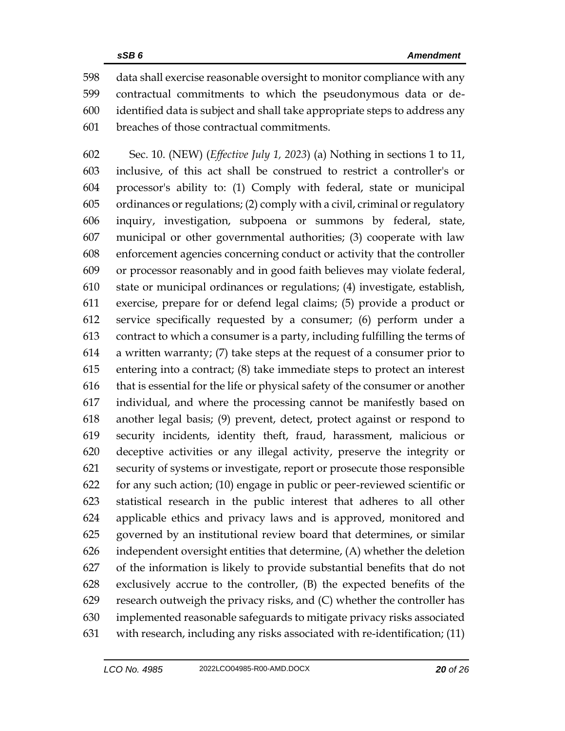data shall exercise reasonable oversight to monitor compliance with any contractual commitments to which the pseudonymous data or de-identified data is subject and shall take appropriate steps to address any breaches of those contractual commitments.

Sec. 10. (NEW) (*Effective July 1, 2023*) (a) Nothing in sections 1 to 11, inclusive, of this act shall be construed to restrict a controller's or processor's ability to: (1) Comply with federal, state or municipal ordinances or regulations; (2) comply with a civil, criminal or regulatory inquiry, investigation, subpoena or summons by federal, state, municipal or other governmental authorities; (3) cooperate with law enforcement agencies concerning conduct or activity that the controller or processor reasonably and in good faith believes may violate federal, state or municipal ordinances or regulations; (4) investigate, establish, exercise, prepare for or defend legal claims; (5) provide a product or service specifically requested by a consumer; (6) perform under a contract to which a consumer is a party, including fulfilling the terms of a written warranty; (7) take steps at the request of a consumer prior to entering into a contract; (8) take immediate steps to protect an interest that is essential for the life or physical safety of the consumer or another individual, and where the processing cannot be manifestly based on another legal basis; (9) prevent, detect, protect against or respond to security incidents, identity theft, fraud, harassment, malicious or deceptive activities or any illegal activity, preserve the integrity or security of systems or investigate, report or prosecute those responsible for any such action; (10) engage in public or peer-reviewed scientific or statistical research in the public interest that adheres to all other applicable ethics and privacy laws and is approved, monitored and governed by an institutional review board that determines, or similar independent oversight entities that determine, (A) whether the deletion of the information is likely to provide substantial benefits that do not exclusively accrue to the controller, (B) the expected benefits of the research outweigh the privacy risks, and (C) whether the controller has implemented reasonable safeguards to mitigate privacy risks associated with research, including any risks associated with re-identification; (11)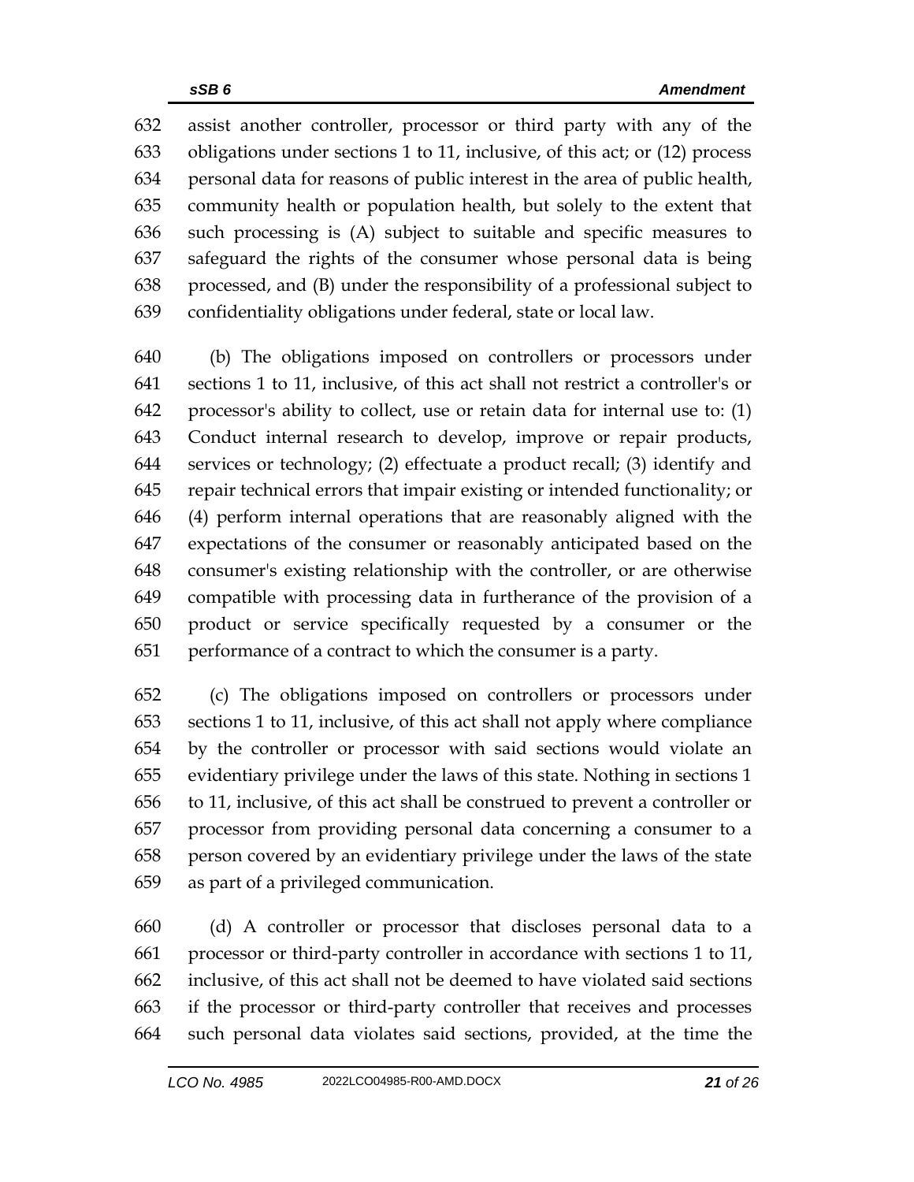assist another controller, processor or third party with any of the obligations under sections 1 to 11, inclusive, of this act; or (12) process personal data for reasons of public interest in the area of public health, community health or population health, but solely to the extent that such processing is (A) subject to suitable and specific measures to safeguard the rights of the consumer whose personal data is being processed, and (B) under the responsibility of a professional subject to confidentiality obligations under federal, state or local law.

(b) The obligations imposed on controllers or processors under sections 1 to 11, inclusive, of this act shall not restrict a controller's or processor's ability to collect, use or retain data for internal use to: (1) Conduct internal research to develop, improve or repair products, services or technology; (2) effectuate a product recall; (3) identify and repair technical errors that impair existing or intended functionality; or (4) perform internal operations that are reasonably aligned with the expectations of the consumer or reasonably anticipated based on the consumer's existing relationship with the controller, or are otherwise compatible with processing data in furtherance of the provision of a product or service specifically requested by a consumer or the performance of a contract to which the consumer is a party.

(c) The obligations imposed on controllers or processors under sections 1 to 11, inclusive, of this act shall not apply where compliance by the controller or processor with said sections would violate an evidentiary privilege under the laws of this state. Nothing in sections 1 to 11, inclusive, of this act shall be construed to prevent a controller or processor from providing personal data concerning a consumer to a person covered by an evidentiary privilege under the laws of the state as part of a privileged communication.

(d) A controller or processor that discloses personal data to a processor or third-party controller in accordance with sections 1 to 11, inclusive, of this act shall not be deemed to have violated said sections if the processor or third-party controller that receives and processes such personal data violates said sections, provided, at the time the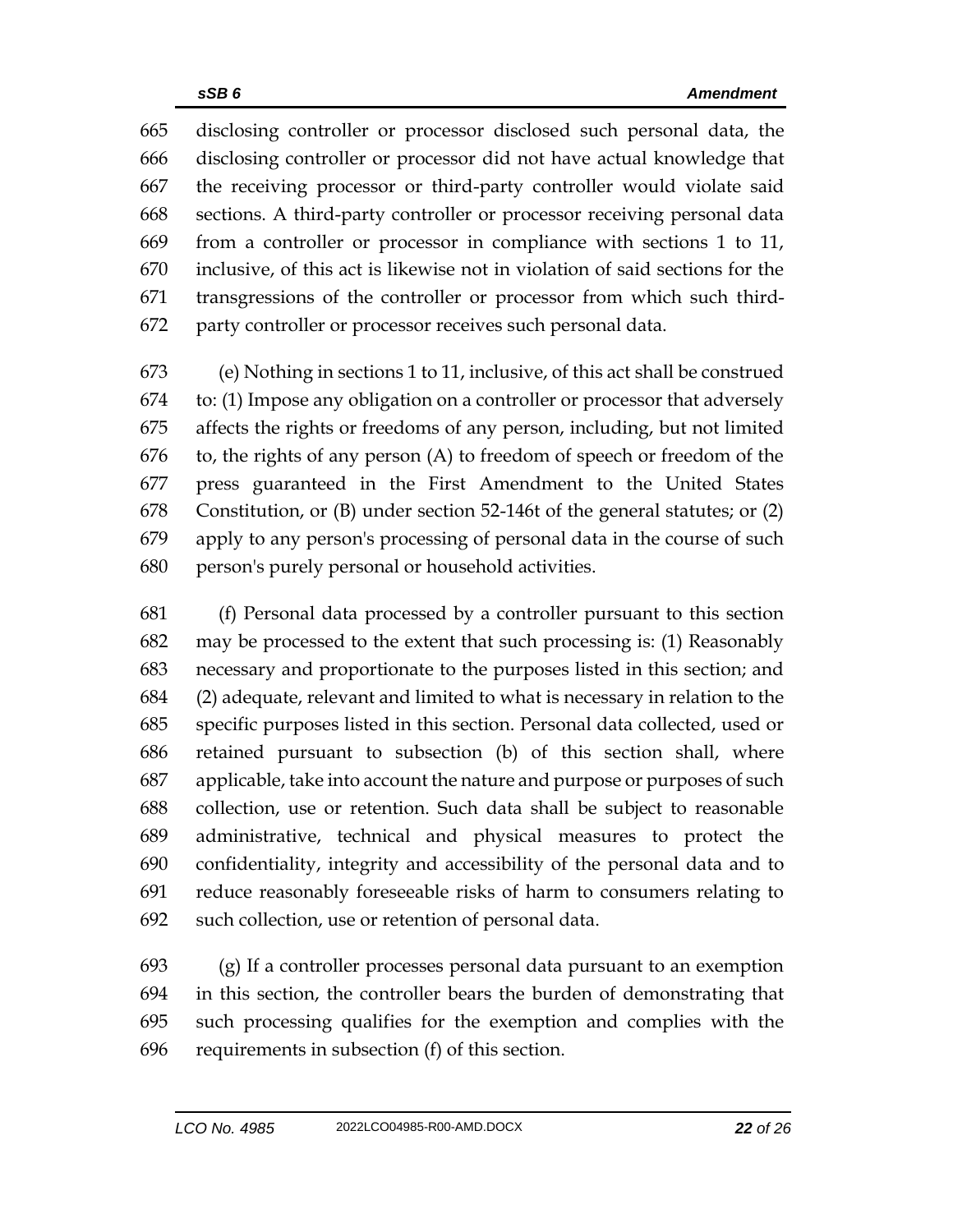disclosing controller or processor disclosed such personal data, the disclosing controller or processor did not have actual knowledge that the receiving processor or third-party controller would violate said sections. A third-party controller or processor receiving personal data from a controller or processor in compliance with sections 1 to 11, inclusive, of this act is likewise not in violation of said sections for the transgressions of the controller or processor from which such third-party controller or processor receives such personal data.

(e) Nothing in sections 1 to 11, inclusive, of this act shall be construed to: (1) Impose any obligation on a controller or processor that adversely affects the rights or freedoms of any person, including, but not limited to, the rights of any person (A) to freedom of speech or freedom of the press guaranteed in the First Amendment to the United States Constitution, or (B) under section 52-146t of the general statutes; or (2) apply to any person's processing of personal data in the course of such person's purely personal or household activities.

(f) Personal data processed by a controller pursuant to this section may be processed to the extent that such processing is: (1) Reasonably necessary and proportionate to the purposes listed in this section; and (2) adequate, relevant and limited to what is necessary in relation to the specific purposes listed in this section. Personal data collected, used or retained pursuant to subsection (b) of this section shall, where applicable, take into account the nature and purpose or purposes of such collection, use or retention. Such data shall be subject to reasonable administrative, technical and physical measures to protect the confidentiality, integrity and accessibility of the personal data and to reduce reasonably foreseeable risks of harm to consumers relating to such collection, use or retention of personal data.

(g) If a controller processes personal data pursuant to an exemption in this section, the controller bears the burden of demonstrating that such processing qualifies for the exemption and complies with the requirements in subsection (f) of this section.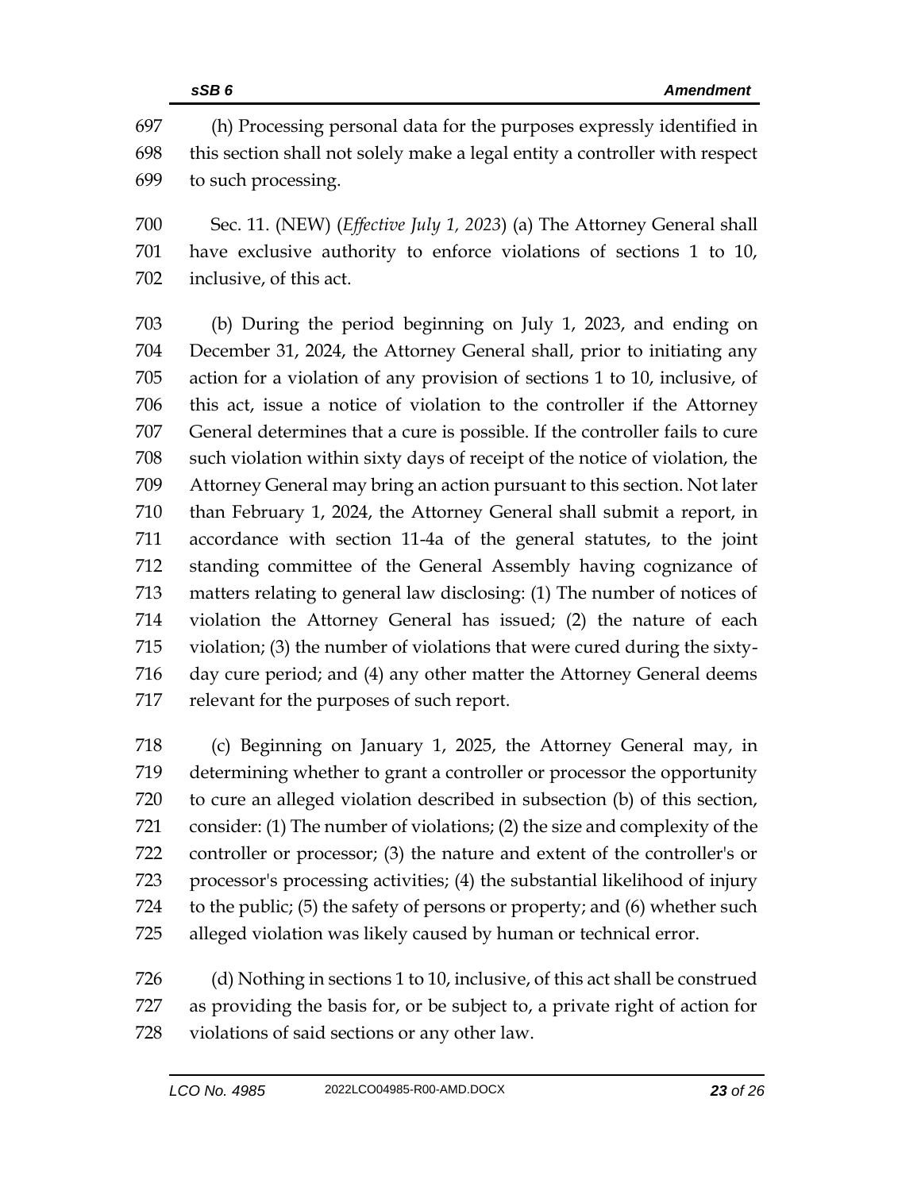(h) Processing personal data for the purposes expressly identified in this section shall not solely make a legal entity a controller with respect to such processing.

Sec. 11. (NEW) (*Effective July 1, 2023*) (a) The Attorney General shall have exclusive authority to enforce violations of sections 1 to 10, inclusive, of this act.

(b) During the period beginning on July 1, 2023, and ending on December 31, 2024, the Attorney General shall, prior to initiating any action for a violation of any provision of sections 1 to 10, inclusive, of this act, issue a notice of violation to the controller if the Attorney General determines that a cure is possible. If the controller fails to cure such violation within sixty days of receipt of the notice of violation, the Attorney General may bring an action pursuant to this section. Not later than February 1, 2024, the Attorney General shall submit a report, in accordance with section 11-4a of the general statutes, to the joint standing committee of the General Assembly having cognizance of matters relating to general law disclosing: (1) The number of notices of violation the Attorney General has issued; (2) the nature of each violation; (3) the number of violations that were cured during the sixty-day cure period; and (4) any other matter the Attorney General deems relevant for the purposes of such report.

(c) Beginning on January 1, 2025, the Attorney General may, in determining whether to grant a controller or processor the opportunity to cure an alleged violation described in subsection (b) of this section, consider: (1) The number of violations; (2) the size and complexity of the controller or processor; (3) the nature and extent of the controller's or processor's processing activities; (4) the substantial likelihood of injury to the public; (5) the safety of persons or property; and (6) whether such alleged violation was likely caused by human or technical error.

(d) Nothing in sections 1 to 10, inclusive, of this act shall be construed as providing the basis for, or be subject to, a private right of action for violations of said sections or any other law.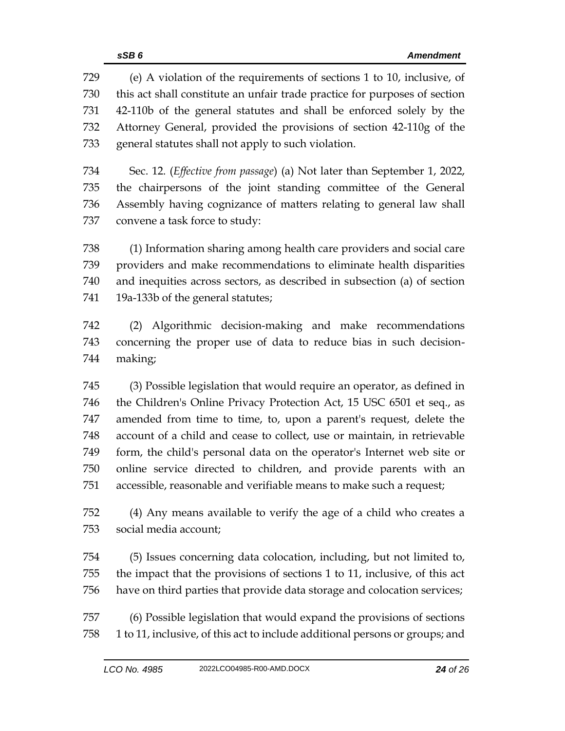(e) A violation of the requirements of sections 1 to 10, inclusive, of this act shall constitute an unfair trade practice for purposes of section 42-110b of the general statutes and shall be enforced solely by the Attorney General, provided the provisions of section 42-110g of the general statutes shall not apply to such violation.

Sec. 12. (*Effective from passage*) (a) Not later than September 1, 2022, the chairpersons of the joint standing committee of the General Assembly having cognizance of matters relating to general law shall convene a task force to study:

(1) Information sharing among health care providers and social care providers and make recommendations to eliminate health disparities and inequities across sectors, as described in subsection (a) of section 19a-133b of the general statutes;

(2) Algorithmic decision-making and make recommendations concerning the proper use of data to reduce bias in such decision-making;

(3) Possible legislation that would require an operator, as defined in the Children's Online Privacy Protection Act, 15 USC 6501 et seq., as amended from time to time, to, upon a parent's request, delete the account of a child and cease to collect, use or maintain, in retrievable form, the child's personal data on the operator's Internet web site or online service directed to children, and provide parents with an accessible, reasonable and verifiable means to make such a request;

(4) Any means available to verify the age of a child who creates a social media account;

(5) Issues concerning data colocation, including, but not limited to, the impact that the provisions of sections 1 to 11, inclusive, of this act have on third parties that provide data storage and colocation services;

(6) Possible legislation that would expand the provisions of sections 1 to 11, inclusive, of this act to include additional persons or groups; and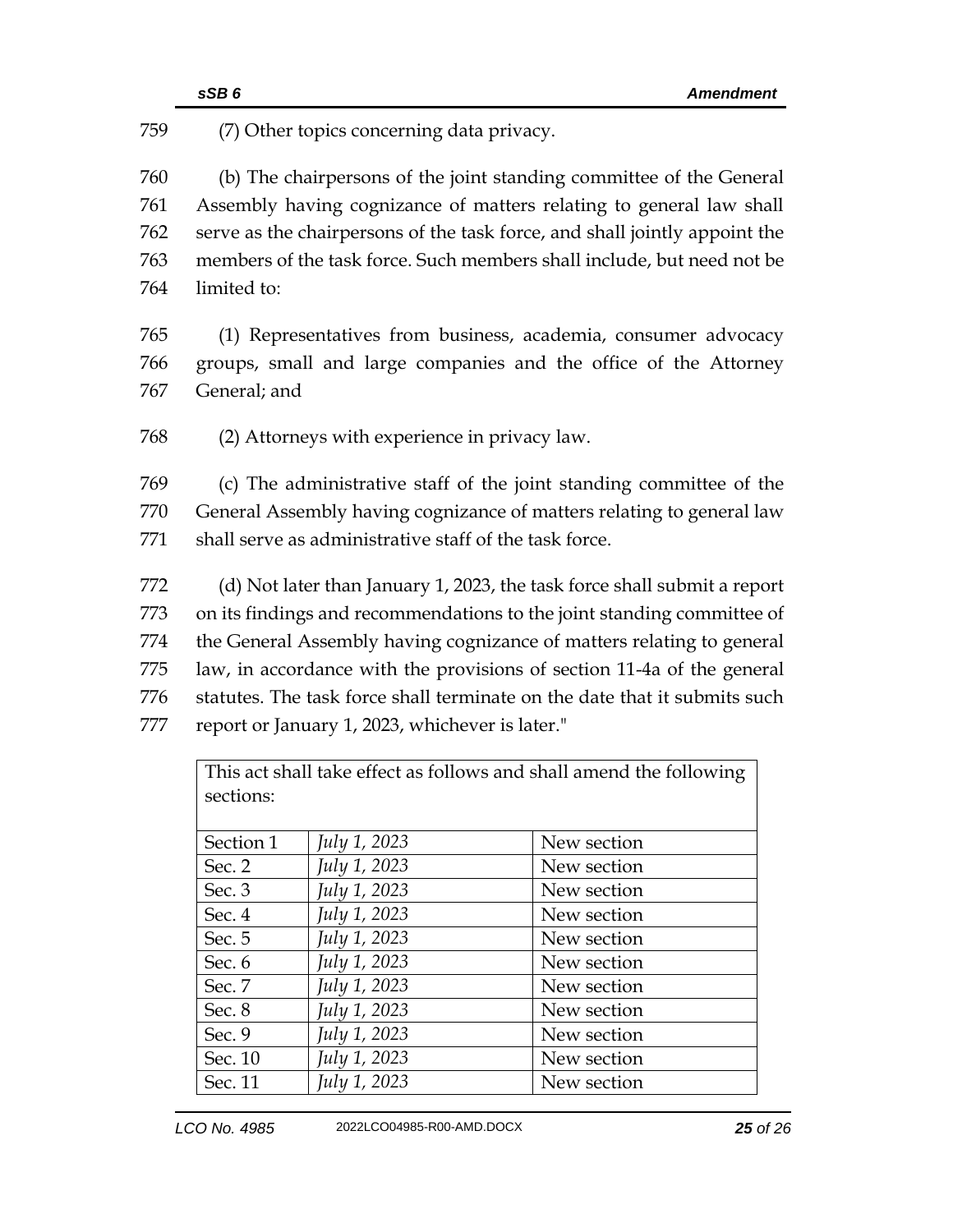(7) Other topics concerning data privacy.

(b) The chairpersons of the joint standing committee of the General Assembly having cognizance of matters relating to general law shall serve as the chairpersons of the task force, and shall jointly appoint the members of the task force. Such members shall include, but need not be limited to:

(1) Representatives from business, academia, consumer advocacy groups, small and large companies and the office of the Attorney General; and

(2) Attorneys with experience in privacy law.

(c) The administrative staff of the joint standing committee of the General Assembly having cognizance of matters relating to general law shall serve as administrative staff of the task force.

(d) Not later than January 1, 2023, the task force shall submit a report on its findings and recommendations to the joint standing committee of the General Assembly having cognizance of matters relating to general law, in accordance with the provisions of section 11-4a of the general statutes. The task force shall terminate on the date that it submits such report or January 1, 2023, whichever is later."

| This act shall take effect as follows and shall amend the following sections: | | |
|---|---|---|
| Section 1 | *July 1, 2023* | New section |
| Sec. 2 | *July 1, 2023* | New section |
| Sec. 3 | *July 1, 2023* | New section |
| Sec. 4 | *July 1, 2023* | New section |
| Sec. 5 | *July 1, 2023* | New section |
| Sec. 6 | *July 1, 2023* | New section |
| Sec. 7 | *July 1, 2023* | New section |
| Sec. 8 | *July 1, 2023* | New section |
| Sec. 9 | *July 1, 2023* | New section |
| Sec. 10 | *July 1, 2023* | New section |
| Sec. 11 | *July 1, 2023* | New section |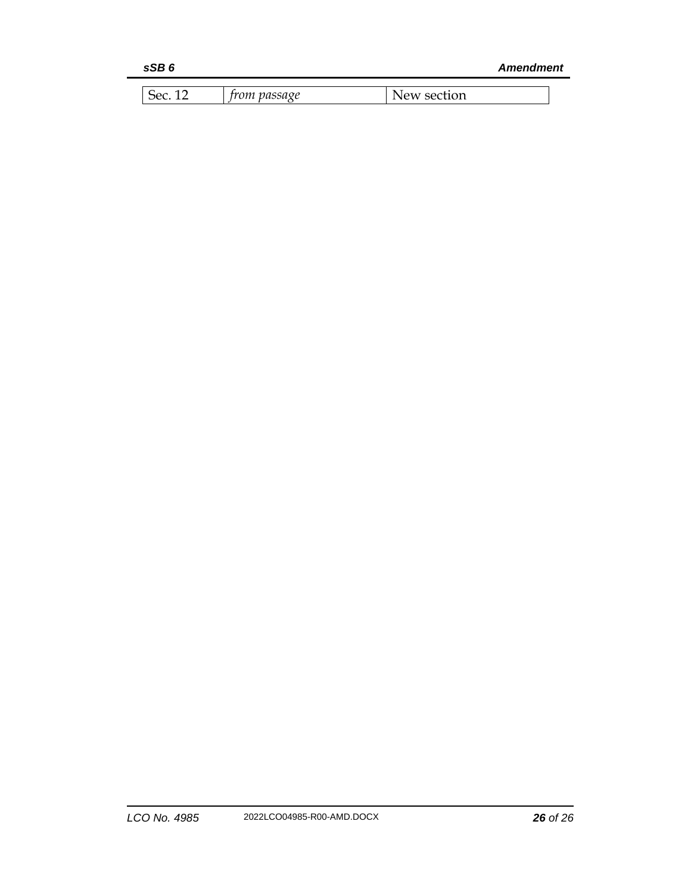| | | |
|---|---|---|
| Sec. 12 | *from passage* | New section |